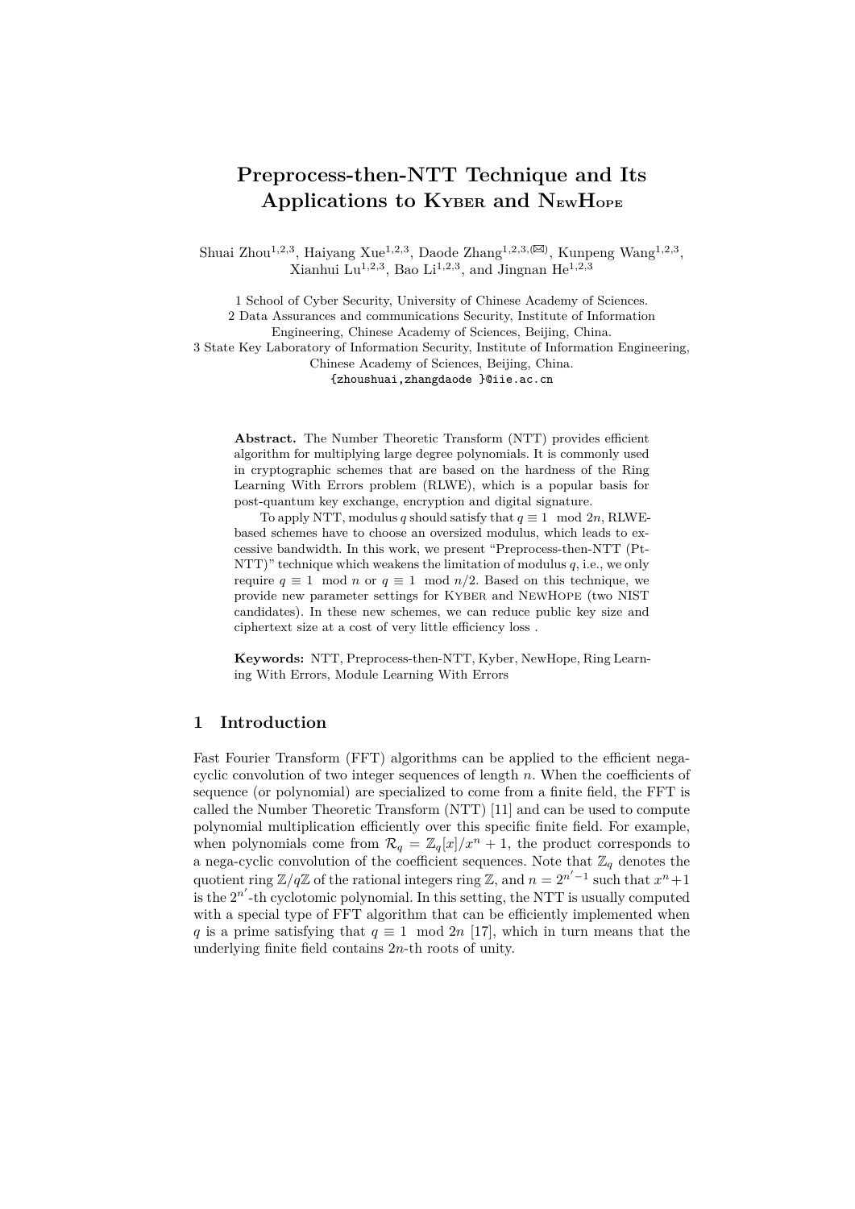# Preprocess-then-NTT Technique and Its Applications to Kyber and NewHope

Shuai Zhou[1,2,3], Haiyang Xue[1,2,3], Daode Zhang[1,2,3,(✉)], Kunpeng Wang[1,2,3], Xianhui Lu[1,2,3], Bao Li[1,2,3], and Jingnan He[1,2,3]

1 School of Cyber Security, University of Chinese Academy of Sciences.
2 Data Assurances and communications Security, Institute of Information Engineering, Chinese Academy of Sciences, Beijing, China.
3 State Key Laboratory of Information Security, Institute of Information Engineering, Chinese Academy of Sciences, Beijing, China.
{zhoushuai,zhangdaode }@iie.ac.cn

**Abstract.** The Number Theoretic Transform (NTT) provides efficient algorithm for multiplying large degree polynomials. It is commonly used in cryptographic schemes that are based on the hardness of the Ring Learning With Errors problem (RLWE), which is a popular basis for post-quantum key exchange, encryption and digital signature.

To apply NTT, modulus $q$ should satisfy that $q \equiv 1 \mod 2n$, RLWE-based schemes have to choose an oversized modulus, which leads to excessive bandwidth. In this work, we present "Preprocess-then-NTT (Pt-NTT)" technique which weakens the limitation of modulus $q$, i.e., we only require $q \equiv 1 \mod n$ or $q \equiv 1 \mod n/2$. Based on this technique, we provide new parameter settings for Kyber and NewHope (two NIST candidates). In these new schemes, we can reduce public key size and ciphertext size at a cost of very little efficiency loss .

**Keywords:** NTT, Preprocess-then-NTT, Kyber, NewHope, Ring Learning With Errors, Module Learning With Errors

## 1 Introduction

Fast Fourier Transform (FFT) algorithms can be applied to the efficient nega-cyclic convolution of two integer sequences of length $n$. When the coefficients of sequence (or polynomial) are specialized to come from a finite field, the FFT is called the Number Theoretic Transform (NTT) [11] and can be used to compute polynomial multiplication efficiently over this specific finite field. For example, when polynomials come from $\mathcal{R}_q = \mathbb{Z}_q[x]/x^n + 1$, the product corresponds to a nega-cyclic convolution of the coefficient sequences. Note that $\mathbb{Z}_q$ denotes the quotient ring $\mathbb{Z}/q\mathbb{Z}$ of the rational integers ring $\mathbb{Z}$, and $n = 2^{n'-1}$ such that $x^n+1$ is the $2^{n'}$-th cyclotomic polynomial. In this setting, the NTT is usually computed with a special type of FFT algorithm that can be efficiently implemented when $q$ is a prime satisfying that $q \equiv 1 \mod 2n$ [17], which in turn means that the underlying finite field contains $2n$-th roots of unity.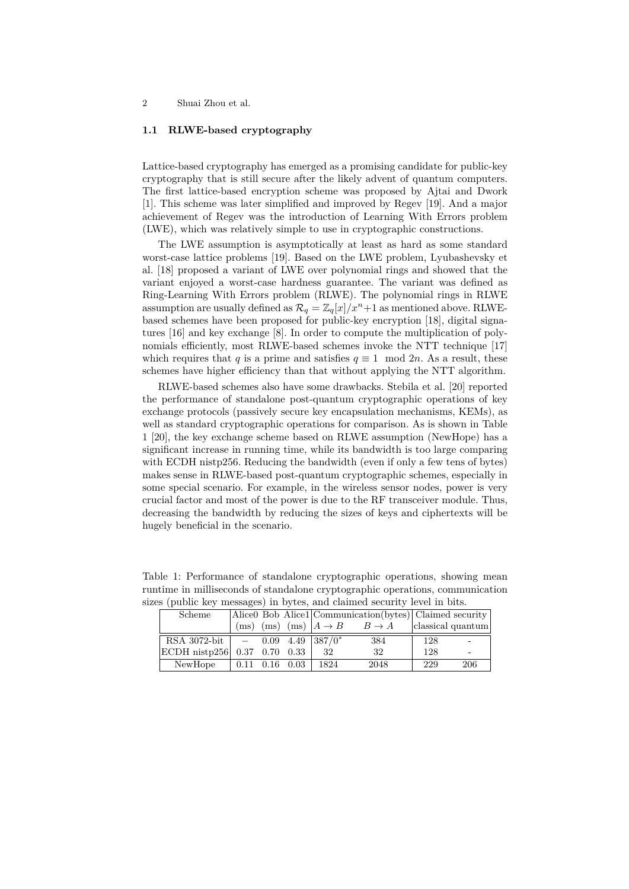### 1.1 RLWE-based cryptography

Lattice-based cryptography has emerged as a promising candidate for public-key cryptography that is still secure after the likely advent of quantum computers. The first lattice-based encryption scheme was proposed by Ajtai and Dwork [1]. This scheme was later simplified and improved by Regev [19]. And a major achievement of Regev was the introduction of Learning With Errors problem (LWE), which was relatively simple to use in cryptographic constructions.

The LWE assumption is asymptotically at least as hard as some standard worst-case lattice problems [19]. Based on the LWE problem, Lyubashevsky et al. [18] proposed a variant of LWE over polynomial rings and showed that the variant enjoyed a worst-case hardness guarantee. The variant was defined as Ring-Learning With Errors problem (RLWE). The polynomial rings in RLWE assumption are usually defined as $\mathcal{R}_q = \mathbb{Z}_q[x]/x^n+1$ as mentioned above. RLWE-based schemes have been proposed for public-key encryption [18], digital signatures [16] and key exchange [8]. In order to compute the multiplication of polynomials efficiently, most RLWE-based schemes invoke the NTT technique [17] which requires that $q$ is a prime and satisfies $q \equiv 1 \mod 2n$. As a result, these schemes have higher efficiency than that without applying the NTT algorithm.

RLWE-based schemes also have some drawbacks. Stebila et al. [20] reported the performance of standalone post-quantum cryptographic operations of key exchange protocols (passively secure key encapsulation mechanisms, KEMs), as well as standard cryptographic operations for comparison. As is shown in Table 1 [20], the key exchange scheme based on RLWE assumption (NewHope) has a significant increase in running time, while its bandwidth is too large comparing with ECDH nistp256. Reducing the bandwidth (even if only a few tens of bytes) makes sense in RLWE-based post-quantum cryptographic schemes, especially in some special scenario. For example, in the wireless sensor nodes, power is very crucial factor and most of the power is due to the RF transceiver module. Thus, decreasing the bandwidth by reducing the sizes of keys and ciphertexts will be hugely beneficial in the scenario.

Table 1: Performance of standalone cryptographic operations, showing mean runtime in milliseconds of standalone cryptographic operations, communication sizes (public key messages) in bytes, and claimed security level in bits.

| Scheme | Alice0 (ms) | Bob (ms) | Alice1 (ms) | Communication(bytes) $A \to B$ | $B \to A$ | Claimed security classical | quantum |
|---|---|---|---|---|---|---|---|
| RSA 3072-bit | $-$ | 0.09 | 4.49 | 387/0* | 384 | 128 | - |
| ECDH nistp256 | 0.37 | 0.70 | 0.33 | 32 | 32 | 128 | - |
| NewHope | 0.11 | 0.16 | 0.03 | 1824 | 2048 | 229 | 206 |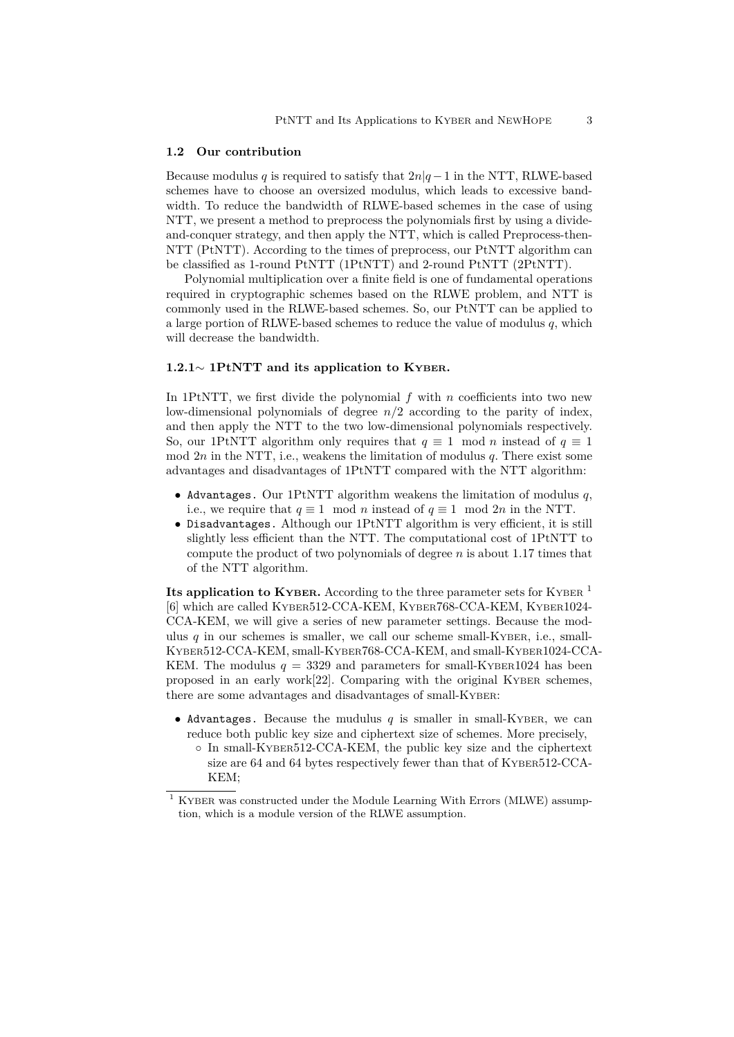### 1.2 Our contribution

Because modulus $q$ is required to satisfy that $2n|q-1$ in the NTT, RLWE-based schemes have to choose an oversized modulus, which leads to excessive bandwidth. To reduce the bandwidth of RLWE-based schemes in the case of using NTT, we present a method to preprocess the polynomials first by using a divide-and-conquer strategy, and then apply the NTT, which is called Preprocess-then-NTT (PtNTT). According to the times of preprocess, our PtNTT algorithm can be classified as 1-round PtNTT (1PtNTT) and 2-round PtNTT (2PtNTT).

Polynomial multiplication over a finite field is one of fundamental operations required in cryptographic schemes based on the RLWE problem, and NTT is commonly used in the RLWE-based schemes. So, our PtNTT can be applied to a large portion of RLWE-based schemes to reduce the value of modulus $q$, which will decrease the bandwidth.

#### 1.2.1∼ 1PtNTT and its application to Kyber.

In 1PtNTT, we first divide the polynomial $f$ with $n$ coefficients into two new low-dimensional polynomials of degree $n/2$ according to the parity of index, and then apply the NTT to the two low-dimensional polynomials respectively. So, our 1PtNTT algorithm only requires that $q \equiv 1 \mod n$ instead of $q \equiv 1 \mod 2n$ in the NTT, i.e., weakens the limitation of modulus $q$. There exist some advantages and disadvantages of 1PtNTT compared with the NTT algorithm:

- `Advantages.` Our 1PtNTT algorithm weakens the limitation of modulus $q$, i.e., we require that $q \equiv 1 \mod n$ instead of $q \equiv 1 \mod 2n$ in the NTT.
- `Disadvantages.` Although our 1PtNTT algorithm is very efficient, it is still slightly less efficient than the NTT. The computational cost of 1PtNTT to compute the product of two polynomials of degree $n$ is about 1.17 times that of the NTT algorithm.

**Its application to Kyber.** According to the three parameter sets for Kyber [1] [6] which are called Kyber512-CCA-KEM, Kyber768-CCA-KEM, Kyber1024-CCA-KEM, we will give a series of new parameter settings. Because the modulus $q$ in our schemes is smaller, we call our scheme small-Kyber, i.e., small-Kyber512-CCA-KEM, small-Kyber768-CCA-KEM, and small-Kyber1024-CCA-KEM. The modulus $q = 3329$ and parameters for small-Kyber1024 has been proposed in an early work[22]. Comparing with the original Kyber schemes, there are some advantages and disadvantages of small-Kyber:

- `Advantages.` Because the mudulus $q$ is smaller in small-Kyber, we can reduce both public key size and ciphertext size of schemes. More precisely,
  - In small-Kyber512-CCA-KEM, the public key size and the ciphertext size are 64 and 64 bytes respectively fewer than that of Kyber512-CCA-KEM;

[1] Kyber was constructed under the Module Learning With Errors (MLWE) assumption, which is a module version of the RLWE assumption.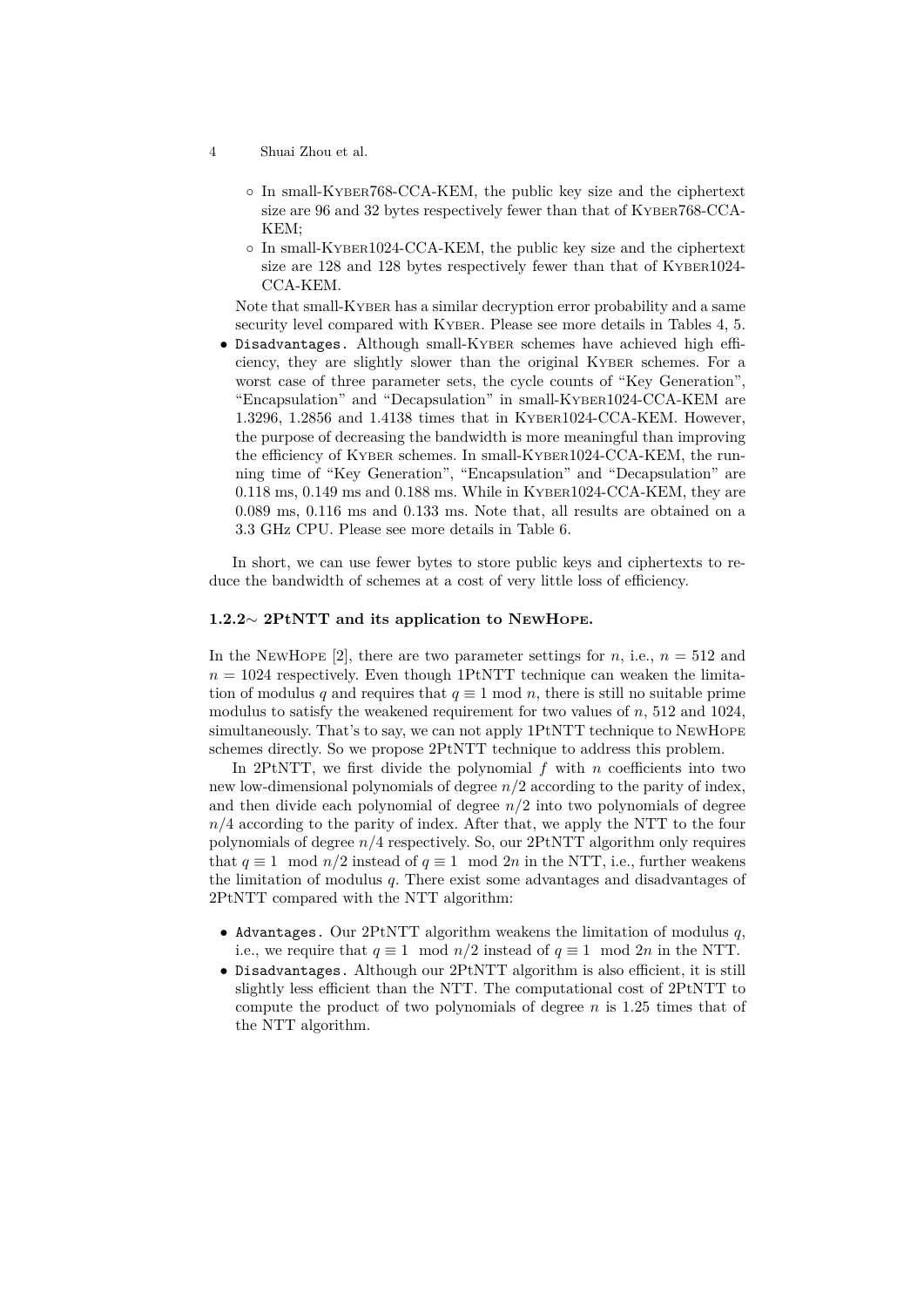- ◦ In small-KYBER768-CCA-KEM, the public key size and the ciphertext size are 96 and 32 bytes respectively fewer than that of KYBER768-CCA-KEM;
  - ◦ In small-KYBER1024-CCA-KEM, the public key size and the ciphertext size are 128 and 128 bytes respectively fewer than that of KYBER1024-CCA-KEM.

  Note that small-KYBER has a similar decryption error probability and a same security level compared with KYBER. Please see more details in Tables 4, 5.
- `Disadvantages.` Although small-KYBER schemes have achieved high efficiency, they are slightly slower than the original KYBER schemes. For a worst case of three parameter sets, the cycle counts of "Key Generation", "Encapsulation" and "Decapsulation" in small-KYBER1024-CCA-KEM are 1.3296, 1.2856 and 1.4138 times that in KYBER1024-CCA-KEM. However, the purpose of decreasing the bandwidth is more meaningful than improving the efficiency of KYBER schemes. In small-KYBER1024-CCA-KEM, the running time of "Key Generation", "Encapsulation" and "Decapsulation" are 0.118 ms, 0.149 ms and 0.188 ms. While in KYBER1024-CCA-KEM, they are 0.089 ms, 0.116 ms and 0.133 ms. Note that, all results are obtained on a 3.3 GHz CPU. Please see more details in Table 6.

In short, we can use fewer bytes to store public keys and ciphertexts to reduce the bandwidth of schemes at a cost of very little loss of efficiency.

#### 1.2.2∼ 2PtNTT and its application to NEWHOPE.

In the NEWHOPE [2], there are two parameter settings for $n$, i.e., $n = 512$ and $n = 1024$ respectively. Even though 1PtNTT technique can weaken the limitation of modulus $q$ and requires that $q \equiv 1 \bmod n$, there is still no suitable prime modulus to satisfy the weakened requirement for two values of $n$, 512 and 1024, simultaneously. That's to say, we can not apply 1PtNTT technique to NEWHOPE schemes directly. So we propose 2PtNTT technique to address this problem.

In 2PtNTT, we first divide the polynomial $f$ with $n$ coefficients into two new low-dimensional polynomials of degree $n/2$ according to the parity of index, and then divide each polynomial of degree $n/2$ into two polynomials of degree $n/4$ according to the parity of index. After that, we apply the NTT to the four polynomials of degree $n/4$ respectively. So, our 2PtNTT algorithm only requires that $q \equiv 1 \mod n/2$ instead of $q \equiv 1 \mod 2n$ in the NTT, i.e., further weakens the limitation of modulus $q$. There exist some advantages and disadvantages of 2PtNTT compared with the NTT algorithm:

- `Advantages.` Our 2PtNTT algorithm weakens the limitation of modulus $q$, i.e., we require that $q \equiv 1 \mod n/2$ instead of $q \equiv 1 \mod 2n$ in the NTT.
- `Disadvantages.` Although our 2PtNTT algorithm is also efficient, it is still slightly less efficient than the NTT. The computational cost of 2PtNTT to compute the product of two polynomials of degree $n$ is 1.25 times that of the NTT algorithm.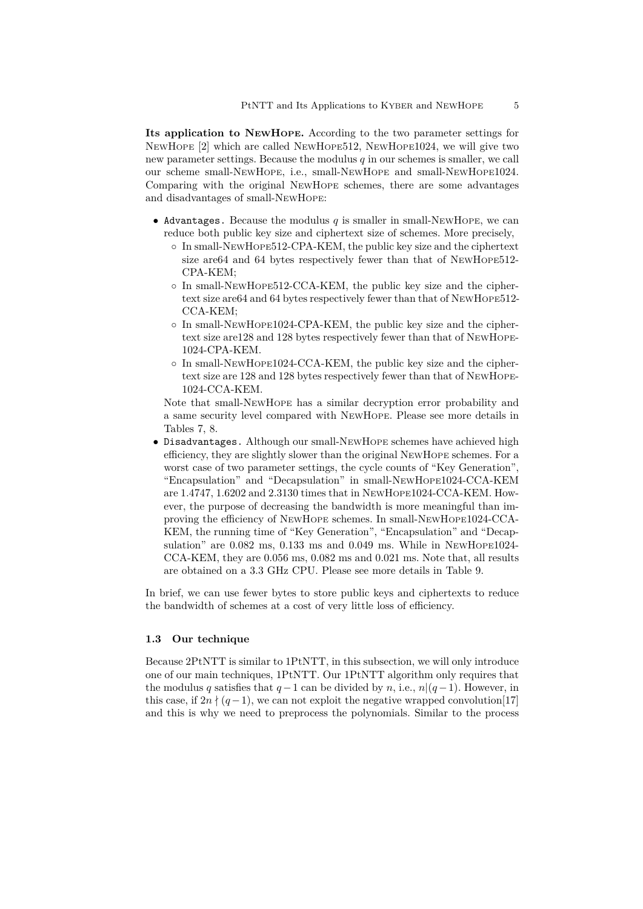**Its application to NewHope.** According to the two parameter settings for NewHope [2] which are called NewHope512, NewHope1024, we will give two new parameter settings. Because the modulus $q$ in our schemes is smaller, we call our scheme small-NewHope, i.e., small-NewHope and small-NewHope1024. Comparing with the original NewHope schemes, there are some advantages and disadvantages of small-NewHope:

- `Advantages.` Because the modulus $q$ is smaller in small-NewHope, we can reduce both public key size and ciphertext size of schemes. More precisely,
  - In small-NewHope512-CPA-KEM, the public key size and the ciphertext size are64 and 64 bytes respectively fewer than that of NewHope512-CPA-KEM;
  - In small-NewHope512-CCA-KEM, the public key size and the ciphertext size are64 and 64 bytes respectively fewer than that of NewHope512-CCA-KEM;
  - In small-NewHope1024-CPA-KEM, the public key size and the ciphertext size are128 and 128 bytes respectively fewer than that of NewHope-1024-CPA-KEM.
  - In small-NewHope1024-CCA-KEM, the public key size and the ciphertext size are 128 and 128 bytes respectively fewer than that of NewHope-1024-CCA-KEM.

  Note that small-NewHope has a similar decryption error probability and a same security level compared with NewHope. Please see more details in Tables 7, 8.
- `Disadvantages.` Although our small-NewHope schemes have achieved high efficiency, they are slightly slower than the original NewHope schemes. For a worst case of two parameter settings, the cycle counts of "Key Generation", "Encapsulation" and "Decapsulation" in small-NewHope1024-CCA-KEM are 1.4747, 1.6202 and 2.3130 times that in NewHope1024-CCA-KEM. However, the purpose of decreasing the bandwidth is more meaningful than improving the efficiency of NewHope schemes. In small-NewHope1024-CCA-KEM, the running time of "Key Generation", "Encapsulation" and "Decapsulation" are 0.082 ms, 0.133 ms and 0.049 ms. While in NewHope1024-CCA-KEM, they are 0.056 ms, 0.082 ms and 0.021 ms. Note that, all results are obtained on a 3.3 GHz CPU. Please see more details in Table 9.

In brief, we can use fewer bytes to store public keys and ciphertexts to reduce the bandwidth of schemes at a cost of very little loss of efficiency.

### 1.3 Our technique

Because 2PtNTT is similar to 1PtNTT, in this subsection, we will only introduce one of our main techniques, 1PtNTT. Our 1PtNTT algorithm only requires that the modulus $q$ satisfies that $q-1$ can be divided by $n$, i.e., $n|(q-1)$. However, in this case, if $2n \nmid (q-1)$, we can not exploit the negative wrapped convolution[17] and this is why we need to preprocess the polynomials. Similar to the process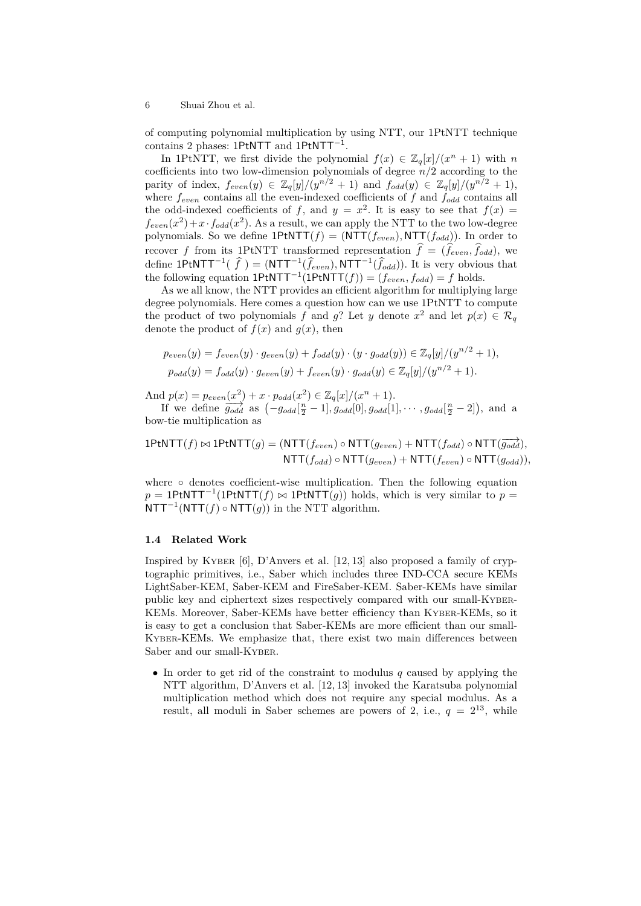of computing polynomial multiplication by using NTT, our 1PtNTT technique contains 2 phases: $\mathsf{1PtNTT}$ and $\mathsf{1PtNTT}^{-1}$.

In 1PtNTT, we first divide the polynomial $f(x) \in \mathbb{Z}_q[x]/(x^n+1)$ with $n$ coefficients into two low-dimension polynomials of degree $n/2$ according to the parity of index, $f_{even}(y) \in \mathbb{Z}_q[y]/(y^{n/2}+1)$ and $f_{odd}(y) \in \mathbb{Z}_q[y]/(y^{n/2}+1)$, where $f_{even}$ contains all the even-indexed coefficients of $f$ and $f_{odd}$ contains all the odd-indexed coefficients of $f$, and $y = x^2$. It is easy to see that $f(x) = f_{even}(x^2) + x \cdot f_{odd}(x^2)$. As a result, we can apply the NTT to the two low-degree polynomials. So we define $\mathsf{1PtNTT}(f) = (\mathsf{NTT}(f_{even}), \mathsf{NTT}(f_{odd}))$. In order to recover $f$ from its 1PtNTT transformed representation $\widehat{f} = (\widehat{f}_{even}, \widehat{f}_{odd})$, we define $\mathsf{1PtNTT}^{-1}(\ \widehat{f}\ ) = (\mathsf{NTT}^{-1}(\widehat{f}_{even}), \mathsf{NTT}^{-1}(\widehat{f}_{odd}))$. It is very obvious that the following equation $\mathsf{1PtNTT}^{-1}(\mathsf{1PtNTT}(f)) = (f_{even}, f_{odd}) = f$ holds.

As we all know, the NTT provides an efficient algorithm for multiplying large degree polynomials. Here comes a question how can we use 1PtNTT to compute the product of two polynomials $f$ and $g$? Let $y$ denote $x^2$ and let $p(x) \in \mathcal{R}_q$ denote the product of $f(x)$ and $g(x)$, then

$$
\begin{aligned}
p_{even}(y) &= f_{even}(y) \cdot g_{even}(y) + f_{odd}(y) \cdot (y \cdot g_{odd}(y)) \in \mathbb{Z}_q[y]/(y^{n/2}+1), \\
p_{odd}(y) &= f_{odd}(y) \cdot g_{even}(y) + f_{even}(y) \cdot g_{odd}(y) \in \mathbb{Z}_q[y]/(y^{n/2}+1).
\end{aligned}
$$

And $p(x) = p_{even}(x^2) + x \cdot p_{odd}(x^2) \in \mathbb{Z}_q[x]/(x^n+1)$.

If we define $\overrightarrow{g_{odd}}$ as $\left(-g_{odd}[\frac{n}{2}-1], g_{odd}[0], g_{odd}[1], \cdots, g_{odd}[\frac{n}{2}-2]\right)$, and a bow-tie multiplication as

$$
\begin{aligned}
\mathsf{1PtNTT}(f) \bowtie \mathsf{1PtNTT}(g) = (&\mathsf{NTT}(f_{even}) \circ \mathsf{NTT}(g_{even}) + \mathsf{NTT}(f_{odd}) \circ \mathsf{NTT}(\overrightarrow{g_{odd}}), \\
&\mathsf{NTT}(f_{odd}) \circ \mathsf{NTT}(g_{even}) + \mathsf{NTT}(f_{even}) \circ \mathsf{NTT}(g_{odd})),
\end{aligned}
$$

where $\circ$ denotes coefficient-wise multiplication. Then the following equation $p = \mathsf{1PtNTT}^{-1}(\mathsf{1PtNTT}(f) \bowtie \mathsf{1PtNTT}(g))$ holds, which is very similar to $p = \mathsf{NTT}^{-1}(\mathsf{NTT}(f) \circ \mathsf{NTT}(g))$ in the NTT algorithm.

### 1.4 Related Work

Inspired by Kyber [6], D'Anvers et al. [12, 13] also proposed a family of cryptographic primitives, i.e., Saber which includes three IND-CCA secure KEMs LightSaber-KEM, Saber-KEM and FireSaber-KEM. Saber-KEMs have similar public key and ciphertext sizes respectively compared with our small-Kyber-KEMs. Moreover, Saber-KEMs have better efficiency than Kyber-KEMs, so it is easy to get a conclusion that Saber-KEMs are more efficient than our small-Kyber-KEMs. We emphasize that, there exist two main differences between Saber and our small-Kyber.

- In order to get rid of the constraint to modulus $q$ caused by applying the NTT algorithm, D'Anvers et al. [12, 13] invoked the Karatsuba polynomial multiplication method which does not require any special modulus. As a result, all moduli in Saber schemes are powers of 2, i.e., $q = 2^{13}$, while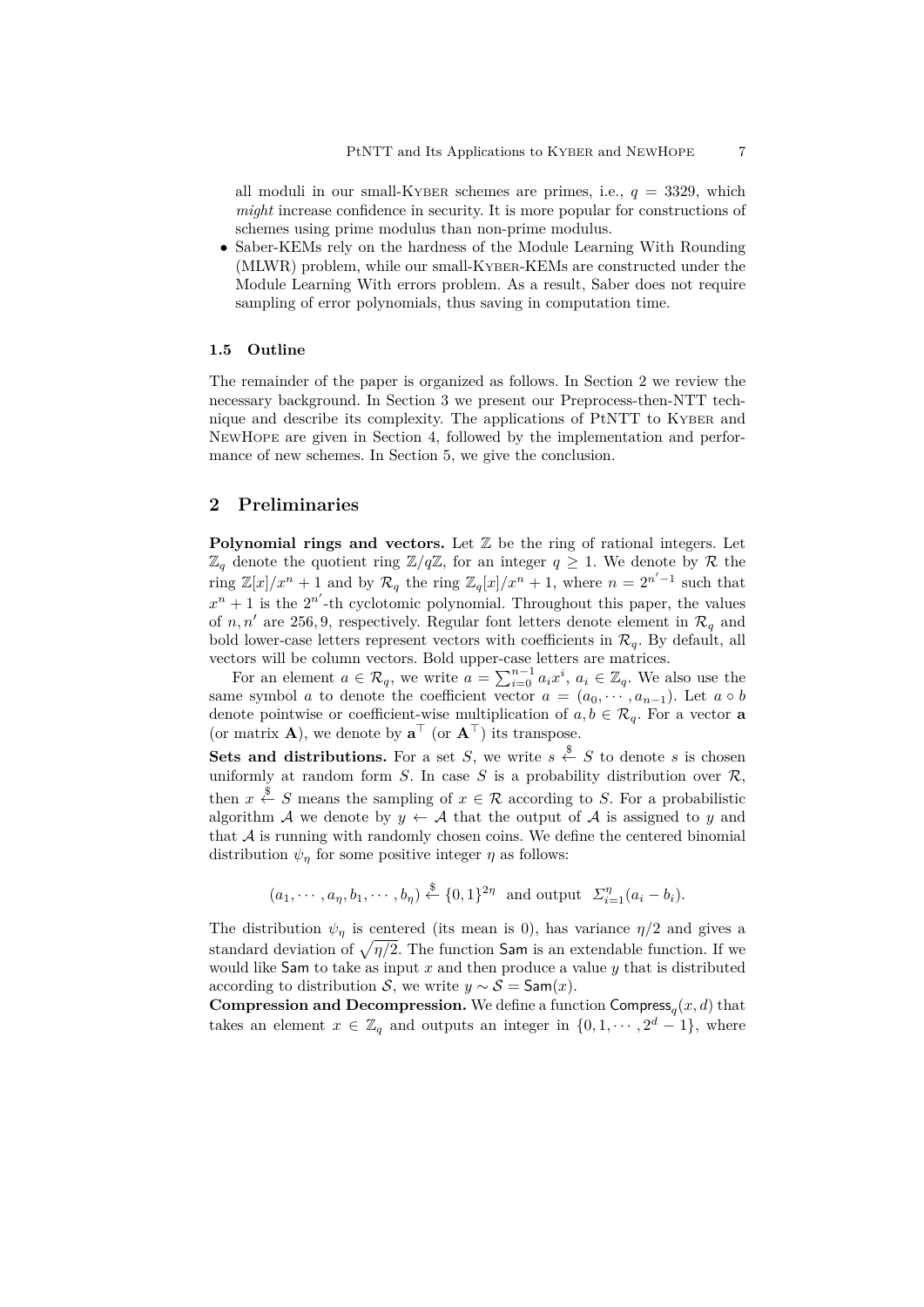all moduli in our small-Kyber schemes are primes, i.e., $q = 3329$, which *might* increase confidence in security. It is more popular for constructions of schemes using prime modulus than non-prime modulus.

- Saber-KEMs rely on the hardness of the Module Learning With Rounding (MLWR) problem, while our small-Kyber-KEMs are constructed under the Module Learning With errors problem. As a result, Saber does not require sampling of error polynomials, thus saving in computation time.

### 1.5 Outline

The remainder of the paper is organized as follows. In Section 2 we review the necessary background. In Section 3 we present our Preprocess-then-NTT technique and describe its complexity. The applications of PtNTT to Kyber and NewHope are given in Section 4, followed by the implementation and performance of new schemes. In Section 5, we give the conclusion.

## 2 Preliminaries

**Polynomial rings and vectors.** Let $\mathbb{Z}$ be the ring of rational integers. Let $\mathbb{Z}_q$ denote the quotient ring $\mathbb{Z}/q\mathbb{Z}$, for an integer $q \geq 1$. We denote by $\mathcal{R}$ the ring $\mathbb{Z}[x]/x^n + 1$ and by $\mathcal{R}_q$ the ring $\mathbb{Z}_q[x]/x^n + 1$, where $n = 2^{n'-1}$ such that $x^n + 1$ is the $2^{n'}$-th cyclotomic polynomial. Throughout this paper, the values of $n, n'$ are 256, 9, respectively. Regular font letters denote element in $\mathcal{R}_q$ and bold lower-case letters represent vectors with coefficients in $\mathcal{R}_q$. By default, all vectors will be column vectors. Bold upper-case letters are matrices.

For an element $a \in \mathcal{R}_q$, we write $a = \sum_{i=0}^{n-1} a_i x^i$, $a_i \in \mathbb{Z}_q$. We also use the same symbol $a$ to denote the coefficient vector $a = (a_0, \cdots, a_{n-1})$. Let $a \circ b$ denote pointwise or coefficient-wise multiplication of $a, b \in \mathcal{R}_q$. For a vector $\mathbf{a}$ (or matrix $\mathbf{A}$), we denote by $\mathbf{a}^\top$ (or $\mathbf{A}^\top$) its transpose.

**Sets and distributions.** For a set $S$, we write $s \xleftarrow{\$} S$ to denote $s$ is chosen uniformly at random form $S$. In case $S$ is a probability distribution over $\mathcal{R}$, then $x \xleftarrow{\$} S$ means the sampling of $x \in \mathcal{R}$ according to $S$. For a probabilistic algorithm $\mathcal{A}$ we denote by $y \leftarrow \mathcal{A}$ that the output of $\mathcal{A}$ is assigned to $y$ and that $\mathcal{A}$ is running with randomly chosen coins. We define the centered binomial distribution $\psi_\eta$ for some positive integer $\eta$ as follows:

$$(a_1, \cdots, a_\eta, b_1, \cdots, b_\eta) \xleftarrow{\$} \{0,1\}^{2\eta} \;\; \text{and output} \;\; \Sigma_{i=1}^{\eta}(a_i - b_i).$$

The distribution $\psi_\eta$ is centered (its mean is 0), has variance $\eta/2$ and gives a standard deviation of $\sqrt{\eta/2}$. The function $\mathsf{Sam}$ is an extendable function. If we would like $\mathsf{Sam}$ to take as input $x$ and then produce a value $y$ that is distributed according to distribution $\mathcal{S}$, we write $y \sim \mathcal{S} = \mathsf{Sam}(x)$.

**Compression and Decompression.** We define a function $\mathsf{Compress}_q(x, d)$ that takes an element $x \in \mathbb{Z}_q$ and outputs an integer in $\{0, 1, \cdots, 2^d - 1\}$, where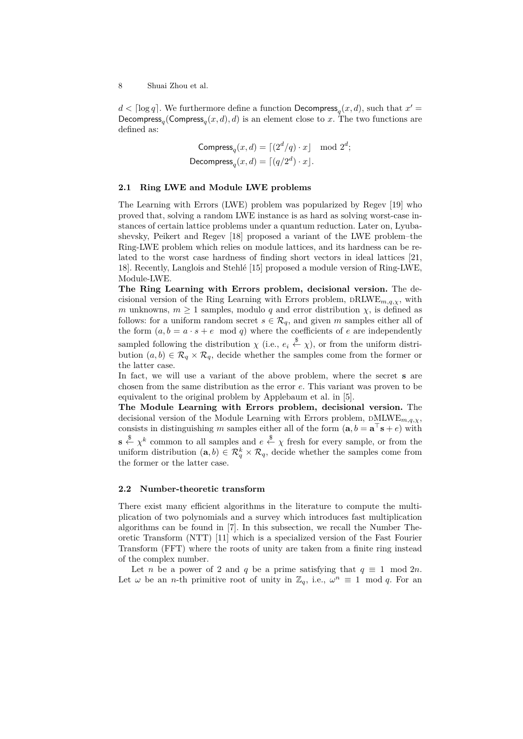$d < \lceil \log q \rceil$. We furthermore define a function $\mathsf{Decompress}_q(x, d)$, such that $x' = \mathsf{Decompress}_q(\mathsf{Compress}_q(x, d), d)$ is an element close to $x$. The two functions are defined as:

$$\mathsf{Compress}_q(x, d) = \lceil (2^d/q) \cdot x \rfloor \mod 2^d;$$
$$\mathsf{Decompress}_q(x, d) = \lceil (q/2^d) \cdot x \rfloor.$$

### 2.1 Ring LWE and Module LWE problems

The Learning with Errors (LWE) problem was popularized by Regev [19] who proved that, solving a random LWE instance is as hard as solving worst-case instances of certain lattice problems under a quantum reduction. Later on, Lyubashevsky, Peikert and Regev [18] proposed a variant of the LWE problem–the Ring-LWE problem which relies on module lattices, and its hardness can be related to the worst case hardness of finding short vectors in ideal lattices [21, 18]. Recently, Langlois and Stehlé [15] proposed a module version of Ring-LWE, Module-LWE.

**The Ring Learning with Errors problem, decisional version.** The decisional version of the Ring Learning with Errors problem, $\text{dRLWE}_{m,q,\chi}$, with $m$ unknowns, $m \geq 1$ samples, modulo $q$ and error distribution $\chi$, is defined as follows: for a uniform random secret $s \in \mathcal{R}_q$, and given $m$ samples either all of the form $(a, b = a \cdot s + e \mod q)$ where the coefficients of $e$ are independently sampled following the distribution $\chi$ (i.e., $e_i \xleftarrow{\$} \chi$), or from the uniform distribution $(a, b) \in \mathcal{R}_q \times \mathcal{R}_q$, decide whether the samples come from the former or the latter case.

In fact, we will use a variant of the above problem, where the secret $\mathbf{s}$ are chosen from the same distribution as the error $e$. This variant was proven to be equivalent to the original problem by Applebaum et al. in [5].

**The Module Learning with Errors problem, decisional version.** The decisional version of the Module Learning with Errors problem, $\text{dMLWE}_{m,q,\chi}$, consists in distinguishing $m$ samples either all of the form $(\mathbf{a}, b = \mathbf{a}^\top \mathbf{s} + e)$ with $\mathbf{s} \xleftarrow{\$} \chi^k$ common to all samples and $e \xleftarrow{\$} \chi$ fresh for every sample, or from the uniform distribution $(\mathbf{a}, b) \in \mathcal{R}_q^k \times \mathcal{R}_q$, decide whether the samples come from the former or the latter case.

### 2.2 Number-theoretic transform

There exist many efficient algorithms in the literature to compute the multiplication of two polynomials and a survey which introduces fast multiplication algorithms can be found in [7]. In this subsection, we recall the Number Theoretic Transform (NTT) [11] which is a specialized version of the Fast Fourier Transform (FFT) where the roots of unity are taken from a finite ring instead of the complex number.

Let $n$ be a power of 2 and $q$ be a prime satisfying that $q \equiv 1 \mod 2n$. Let $\omega$ be an $n$-th primitive root of unity in $\mathbb{Z}_q$, i.e., $\omega^n \equiv 1 \mod q$. For an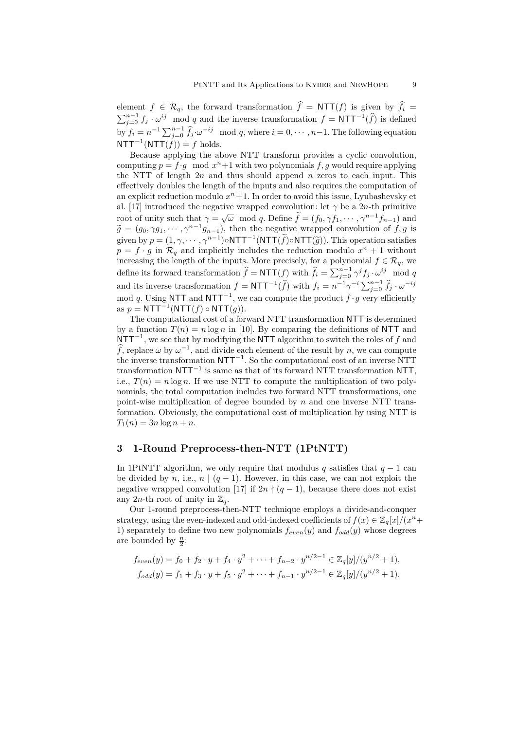element $f \in \mathcal{R}_q$, the forward transformation $\widehat{f} = \mathsf{NTT}(f)$ is given by $\widehat{f}_i = \sum_{j=0}^{n-1} f_j \cdot \omega^{ij} \mod q$ and the inverse transformation $f = \mathsf{NTT}^{-1}(\widehat{f})$ is defined by $f_i = n^{-1} \sum_{j=0}^{n-1} \widehat{f}_j \cdot \omega^{-ij} \mod q$, where $i = 0, \cdots, n-1$. The following equation $\mathsf{NTT}^{-1}(\mathsf{NTT}(f)) = f$ holds.

Because applying the above NTT transform provides a cyclic convolution, computing $p = f \cdot g \mod x^n+1$ with two polynomials $f, g$ would require applying the NTT of length $2n$ and thus should append $n$ zeros to each input. This effectively doubles the length of the inputs and also requires the computation of an explicit reduction modulo $x^n+1$. In order to avoid this issue, Lyubashevsky et al. [17] introduced the negative wrapped convolution: let $\gamma$ be a $2n$-th primitive root of unity such that $\gamma = \sqrt{\omega} \mod q$. Define $\widetilde{f} = (f_0, \gamma f_1, \cdots, \gamma^{n-1} f_{n-1})$ and $\widetilde{g} = (g_0, \gamma g_1, \cdots, \gamma^{n-1} g_{n-1})$, then the negative wrapped convolution of $f, g$ is given by $p = (1, \gamma, \cdots, \gamma^{n-1}) \circ \mathsf{NTT}^{-1}(\mathsf{NTT}(\widetilde{f}) \circ \mathsf{NTT}(\widetilde{g}))$. This operation satisfies $p = f \cdot g$ in $\mathcal{R}_q$ and implicitly includes the reduction modulo $x^n + 1$ without increasing the length of the inputs. More precisely, for a polynomial $f \in \mathcal{R}_q$, we define its forward transformation $\widehat{f} = \mathsf{NTT}(f)$ with $\widehat{f}_i = \sum_{j=0}^{n-1} \gamma^j f_j \cdot \omega^{ij} \mod q$ and its inverse transformation $f = \mathsf{NTT}^{-1}(\widehat{f})$ with $f_i = n^{-1} \gamma^{-i} \sum_{j=0}^{n-1} \widehat{f}_j \cdot \omega^{-ij}$ mod $q$. Using $\mathsf{NTT}$ and $\mathsf{NTT}^{-1}$, we can compute the product $f \cdot g$ very efficiently as $p = \mathsf{NTT}^{-1}(\mathsf{NTT}(f) \circ \mathsf{NTT}(g))$.

The computational cost of a forward NTT transformation $\mathsf{NTT}$ is determined by a function $T(n) = n \log n$ in [10]. By comparing the definitions of $\mathsf{NTT}$ and $\mathsf{NTT}^{-1}$, we see that by modifying the $\mathsf{NTT}$ algorithm to switch the roles of $f$ and $\widehat{f}$, replace $\omega$ by $\omega^{-1}$, and divide each element of the result by $n$, we can compute the inverse transformation $\mathsf{NTT}^{-1}$. So the computational cost of an inverse NTT transformation $\mathsf{NTT}^{-1}$ is same as that of its forward NTT transformation $\mathsf{NTT}$, i.e., $T(n) = n \log n$. If we use NTT to compute the multiplication of two polynomials, the total computation includes two forward NTT transformations, one point-wise multiplication of degree bounded by $n$ and one inverse NTT transformation. Obviously, the computational cost of multiplication by using NTT is $T_1(n) = 3n \log n + n$.

## 3 1-Round Preprocess-then-NTT (1PtNTT)

In 1PtNTT algorithm, we only require that modulus $q$ satisfies that $q - 1$ can be divided by $n$, i.e., $n \mid (q-1)$. However, in this case, we can not exploit the negative wrapped convolution [17] if $2n \nmid (q-1)$, because there does not exist any $2n$-th root of unity in $\mathbb{Z}_q$.

Our 1-round preprocess-then-NTT technique employs a divide-and-conquer strategy, using the even-indexed and odd-indexed coefficients of $f(x) \in \mathbb{Z}_q[x]/(x^n+1)$ separately to define two new polynomials $f_{even}(y)$ and $f_{odd}(y)$ whose degrees are bounded by $\frac{n}{2}$:

$$f_{even}(y) = f_0 + f_2 \cdot y + f_4 \cdot y^2 + \cdots + f_{n-2} \cdot y^{n/2-1} \in \mathbb{Z}_q[y]/(y^{n/2}+1),$$
$$f_{odd}(y) = f_1 + f_3 \cdot y + f_5 \cdot y^2 + \cdots + f_{n-1} \cdot y^{n/2-1} \in \mathbb{Z}_q[y]/(y^{n/2}+1).$$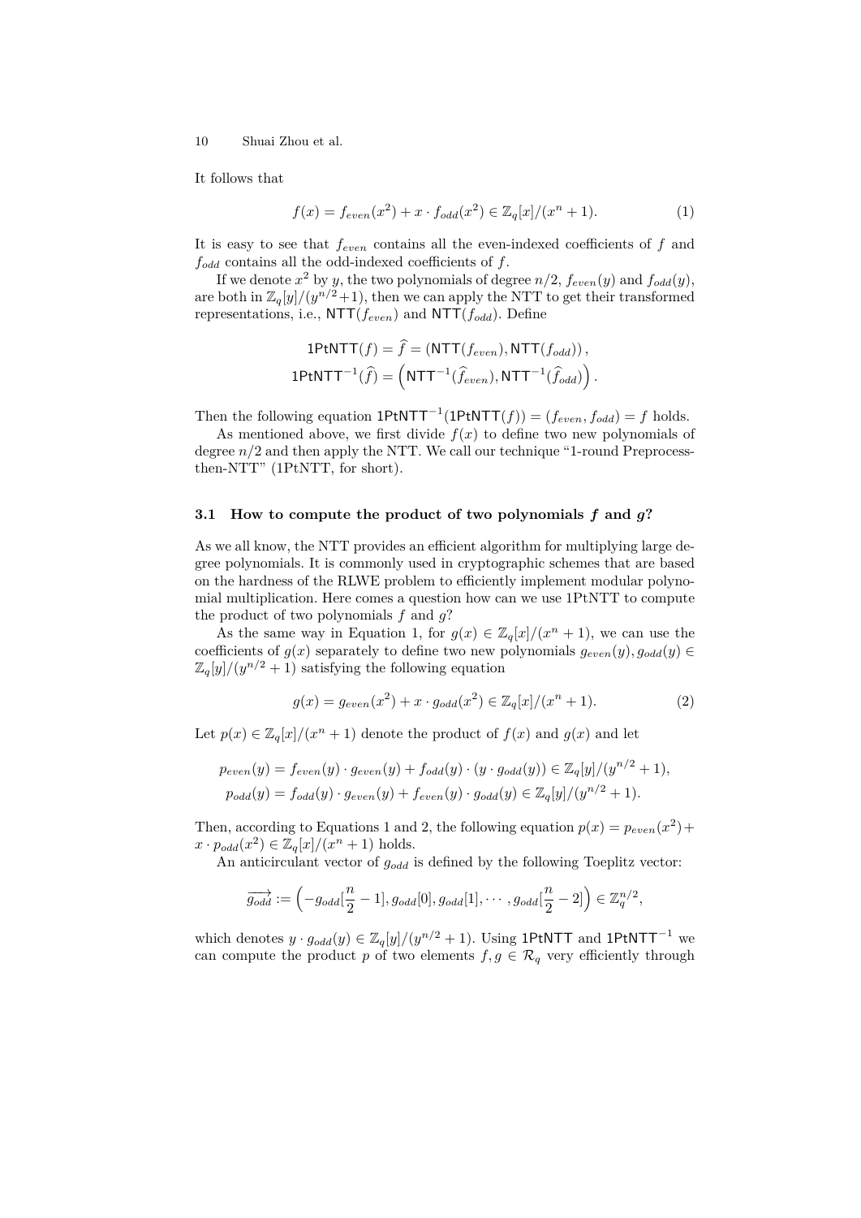It follows that

$$f(x) = f_{even}(x^2) + x \cdot f_{odd}(x^2) \in \mathbb{Z}_q[x]/(x^n + 1). \tag{1}$$

It is easy to see that $f_{even}$ contains all the even-indexed coefficients of $f$ and $f_{odd}$ contains all the odd-indexed coefficients of $f$.

If we denote $x^2$ by $y$, the two polynomials of degree $n/2$, $f_{even}(y)$ and $f_{odd}(y)$, are both in $\mathbb{Z}_q[y]/(y^{n/2}+1)$, then we can apply the NTT to get their transformed representations, i.e., $\mathsf{NTT}(f_{even})$ and $\mathsf{NTT}(f_{odd})$. Define

$$\mathsf{1PtNTT}(f) = \widehat{f} = \left(\mathsf{NTT}(f_{even}), \mathsf{NTT}(f_{odd})\right),$$
$$\mathsf{1PtNTT}^{-1}(\widehat{f}) = \left(\mathsf{NTT}^{-1}(\widehat{f}_{even}), \mathsf{NTT}^{-1}(\widehat{f}_{odd})\right).$$

Then the following equation $\mathsf{1PtNTT}^{-1}(\mathsf{1PtNTT}(f)) = (f_{even}, f_{odd}) = f$ holds.

As mentioned above, we first divide $f(x)$ to define two new polynomials of degree $n/2$ and then apply the NTT. We call our technique "1-round Preprocess-then-NTT" (1PtNTT, for short).

### 3.1 How to compute the product of two polynomials $f$ and $g$?

As we all know, the NTT provides an efficient algorithm for multiplying large degree polynomials. It is commonly used in cryptographic schemes that are based on the hardness of the RLWE problem to efficiently implement modular polynomial multiplication. Here comes a question how can we use 1PtNTT to compute the product of two polynomials $f$ and $g$?

As the same way in Equation 1, for $g(x) \in \mathbb{Z}_q[x]/(x^n + 1)$, we can use the coefficients of $g(x)$ separately to define two new polynomials $g_{even}(y), g_{odd}(y) \in \mathbb{Z}_q[y]/(y^{n/2} + 1)$ satisfying the following equation

$$g(x) = g_{even}(x^2) + x \cdot g_{odd}(x^2) \in \mathbb{Z}_q[x]/(x^n + 1). \tag{2}$$

Let $p(x) \in \mathbb{Z}_q[x]/(x^n + 1)$ denote the product of $f(x)$ and $g(x)$ and let

$$p_{even}(y) = f_{even}(y) \cdot g_{even}(y) + f_{odd}(y) \cdot (y \cdot g_{odd}(y)) \in \mathbb{Z}_q[y]/(y^{n/2} + 1),$$
$$p_{odd}(y) = f_{odd}(y) \cdot g_{even}(y) + f_{even}(y) \cdot g_{odd}(y) \in \mathbb{Z}_q[y]/(y^{n/2} + 1).$$

Then, according to Equations 1 and 2, the following equation $p(x) = p_{even}(x^2) + x \cdot p_{odd}(x^2) \in \mathbb{Z}_q[x]/(x^n + 1)$ holds.

An anticirculant vector of $g_{odd}$ is defined by the following Toeplitz vector:

$$\overrightarrow{g_{odd}} := \left(-g_{odd}[\frac{n}{2} - 1], g_{odd}[0], g_{odd}[1], \cdots, g_{odd}[\frac{n}{2} - 2]\right) \in \mathbb{Z}_q^{n/2},$$

which denotes $y \cdot g_{odd}(y) \in \mathbb{Z}_q[y]/(y^{n/2} + 1)$. Using $\mathsf{1PtNTT}$ and $\mathsf{1PtNTT}^{-1}$ we can compute the product $p$ of two elements $f, g \in \mathcal{R}_q$ very efficiently through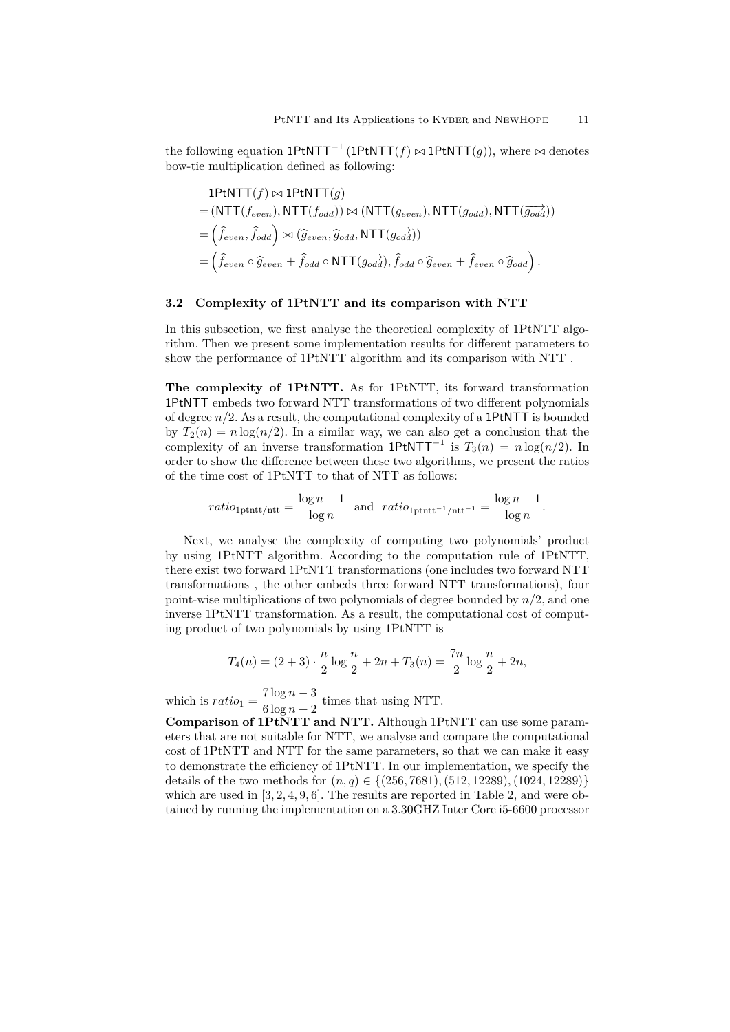the following equation $\mathsf{1PtNTT}^{-1}\left(\mathsf{1PtNTT}(f) \bowtie \mathsf{1PtNTT}(g)\right)$, where $\bowtie$ denotes bow-tie multiplication defined as following:

$$
\begin{aligned}
&\mathsf{1PtNTT}(f) \bowtie \mathsf{1PtNTT}(g) \\
&= (\mathsf{NTT}(f_{even}), \mathsf{NTT}(f_{odd})) \bowtie (\mathsf{NTT}(g_{even}), \mathsf{NTT}(g_{odd}), \mathsf{NTT}(\overrightarrow{g_{odd}})) \\
&= \left(\widehat{f}_{even}, \widehat{f}_{odd}\right) \bowtie (\widehat{g}_{even}, \widehat{g}_{odd}, \mathsf{NTT}(\overrightarrow{g_{odd}})) \\
&= \left(\widehat{f}_{even} \circ \widehat{g}_{even} + \widehat{f}_{odd} \circ \mathsf{NTT}(\overrightarrow{g_{odd}}), \widehat{f}_{odd} \circ \widehat{g}_{even} + \widehat{f}_{even} \circ \widehat{g}_{odd}\right).
\end{aligned}
$$

### 3.2 Complexity of 1PtNTT and its comparison with NTT

In this subsection, we first analyse the theoretical complexity of 1PtNTT algorithm. Then we present some implementation results for different parameters to show the performance of 1PtNTT algorithm and its comparison with NTT .

**The complexity of 1PtNTT.** As for 1PtNTT, its forward transformation $\mathsf{1PtNTT}$ embeds two forward NTT transformations of two different polynomials of degree $n/2$. As a result, the computational complexity of a $\mathsf{1PtNTT}$ is bounded by $T_2(n) = n\log(n/2)$. In a similar way, we can also get a conclusion that the complexity of an inverse transformation $\mathsf{1PtNTT}^{-1}$ is $T_3(n) = n\log(n/2)$. In order to show the difference between these two algorithms, we present the ratios of the time cost of 1PtNTT to that of NTT as follows:

$$
ratio_{\text{1ptntt/ntt}} = \frac{\log n - 1}{\log n} \quad \text{and} \quad ratio_{\text{1ptntt}^{-1}/\text{ntt}^{-1}} = \frac{\log n - 1}{\log n}.
$$

Next, we analyse the complexity of computing two polynomials' product by using 1PtNTT algorithm. According to the computation rule of 1PtNTT, there exist two forward 1PtNTT transformations (one includes two forward NTT transformations , the other embeds three forward NTT transformations), four point-wise multiplications of two polynomials of degree bounded by $n/2$, and one inverse 1PtNTT transformation. As a result, the computational cost of computing product of two polynomials by using 1PtNTT is

$$
T_4(n) = (2+3)\cdot\frac{n}{2}\log\frac{n}{2} + 2n + T_3(n) = \frac{7n}{2}\log\frac{n}{2} + 2n,
$$

which is $ratio_1 = \dfrac{7\log n - 3}{6\log n + 2}$ times that using NTT.

**Comparison of 1PtNTT and NTT.** Although 1PtNTT can use some parameters that are not suitable for NTT, we analyse and compare the computational cost of 1PtNTT and NTT for the same parameters, so that we can make it easy to demonstrate the efficiency of 1PtNTT. In our implementation, we specify the details of the two methods for $(n, q) \in \{(256, 7681), (512, 12289), (1024, 12289)\}$ which are used in [3, 2, 4, 9, 6]. The results are reported in Table 2, and were obtained by running the implementation on a 3.30GHZ Inter Core i5-6600 processor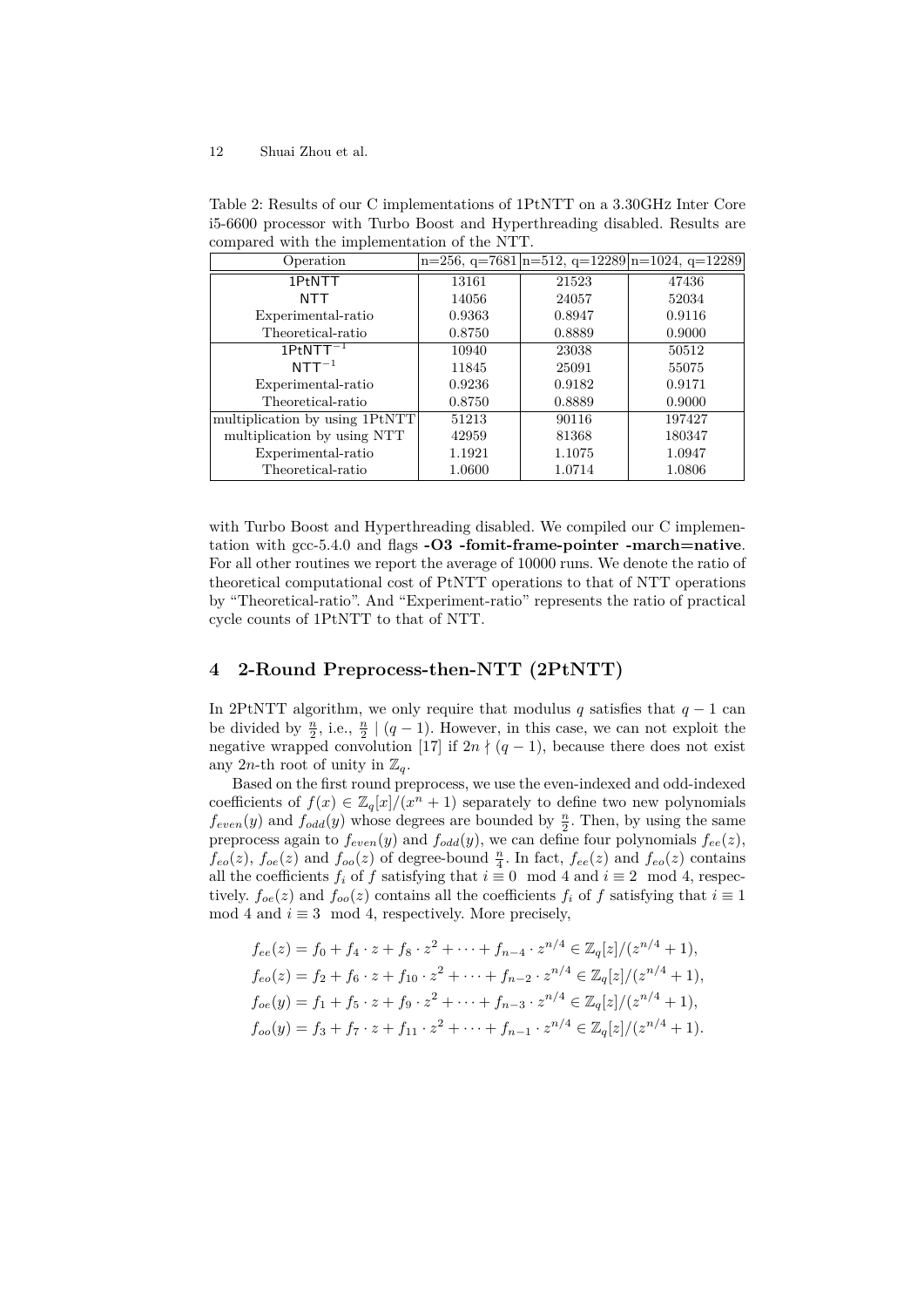Table 2: Results of our C implementations of 1PtNTT on a 3.30GHz Inter Core i5-6600 processor with Turbo Boost and Hyperthreading disabled. Results are compared with the implementation of the NTT.

| Operation | n=256, q=7681 | n=512, q=12289 | n=1024, q=12289 |
|---|---|---|---|
| 1PtNTT | 13161 | 21523 | 47436 |
| NTT | 14056 | 24057 | 52034 |
| Experimental-ratio | 0.9363 | 0.8947 | 0.9116 |
| Theoretical-ratio | 0.8750 | 0.8889 | 0.9000 |
| $\mathsf{1PtNTT}^{-1}$ | 10940 | 23038 | 50512 |
| $\mathsf{NTT}^{-1}$ | 11845 | 25091 | 55075 |
| Experimental-ratio | 0.9236 | 0.9182 | 0.9171 |
| Theoretical-ratio | 0.8750 | 0.8889 | 0.9000 |
| multiplication by using 1PtNTT | 51213 | 90116 | 197427 |
| multiplication by using NTT | 42959 | 81368 | 180347 |
| Experimental-ratio | 1.1921 | 1.1075 | 1.0947 |
| Theoretical-ratio | 1.0600 | 1.0714 | 1.0806 |

with Turbo Boost and Hyperthreading disabled. We compiled our C implementation with gcc-5.4.0 and flags **-O3 -fomit-frame-pointer -march=native**. For all other routines we report the average of 10000 runs. We denote the ratio of theoretical computational cost of PtNTT operations to that of NTT operations by "Theoretical-ratio". And "Experiment-ratio" represents the ratio of practical cycle counts of 1PtNTT to that of NTT.

## 4 2-Round Preprocess-then-NTT (2PtNTT)

In 2PtNTT algorithm, we only require that modulus $q$ satisfies that $q-1$ can be divided by $\frac{n}{2}$, i.e., $\frac{n}{2} \mid (q-1)$. However, in this case, we can not exploit the negative wrapped convolution [17] if $2n \nmid (q-1)$, because there does not exist any $2n$-th root of unity in $\mathbb{Z}_q$.

Based on the first round preprocess, we use the even-indexed and odd-indexed coefficients of $f(x) \in \mathbb{Z}_q[x]/(x^n+1)$ separately to define two new polynomials $f_{even}(y)$ and $f_{odd}(y)$ whose degrees are bounded by $\frac{n}{2}$. Then, by using the same preprocess again to $f_{even}(y)$ and $f_{odd}(y)$, we can define four polynomials $f_{ee}(z)$, $f_{eo}(z)$, $f_{oe}(z)$ and $f_{oo}(z)$ of degree-bound $\frac{n}{4}$. In fact, $f_{ee}(z)$ and $f_{eo}(z)$ contains all the coefficients $f_i$ of $f$ satisfying that $i \equiv 0 \mod 4$ and $i \equiv 2 \mod 4$, respectively. $f_{oe}(z)$ and $f_{oo}(z)$ contains all the coefficients $f_i$ of $f$ satisfying that $i \equiv 1 \mod 4$ and $i \equiv 3 \mod 4$, respectively. More precisely,

$$
\begin{aligned}
f_{ee}(z) &= f_0 + f_4 \cdot z + f_8 \cdot z^2 + \cdots + f_{n-4} \cdot z^{n/4} \in \mathbb{Z}_q[z]/(z^{n/4}+1), \\
f_{eo}(z) &= f_2 + f_6 \cdot z + f_{10} \cdot z^2 + \cdots + f_{n-2} \cdot z^{n/4} \in \mathbb{Z}_q[z]/(z^{n/4}+1), \\
f_{oe}(y) &= f_1 + f_5 \cdot z + f_9 \cdot z^2 + \cdots + f_{n-3} \cdot z^{n/4} \in \mathbb{Z}_q[z]/(z^{n/4}+1), \\
f_{oo}(y) &= f_3 + f_7 \cdot z + f_{11} \cdot z^2 + \cdots + f_{n-1} \cdot z^{n/4} \in \mathbb{Z}_q[z]/(z^{n/4}+1).
\end{aligned}
$$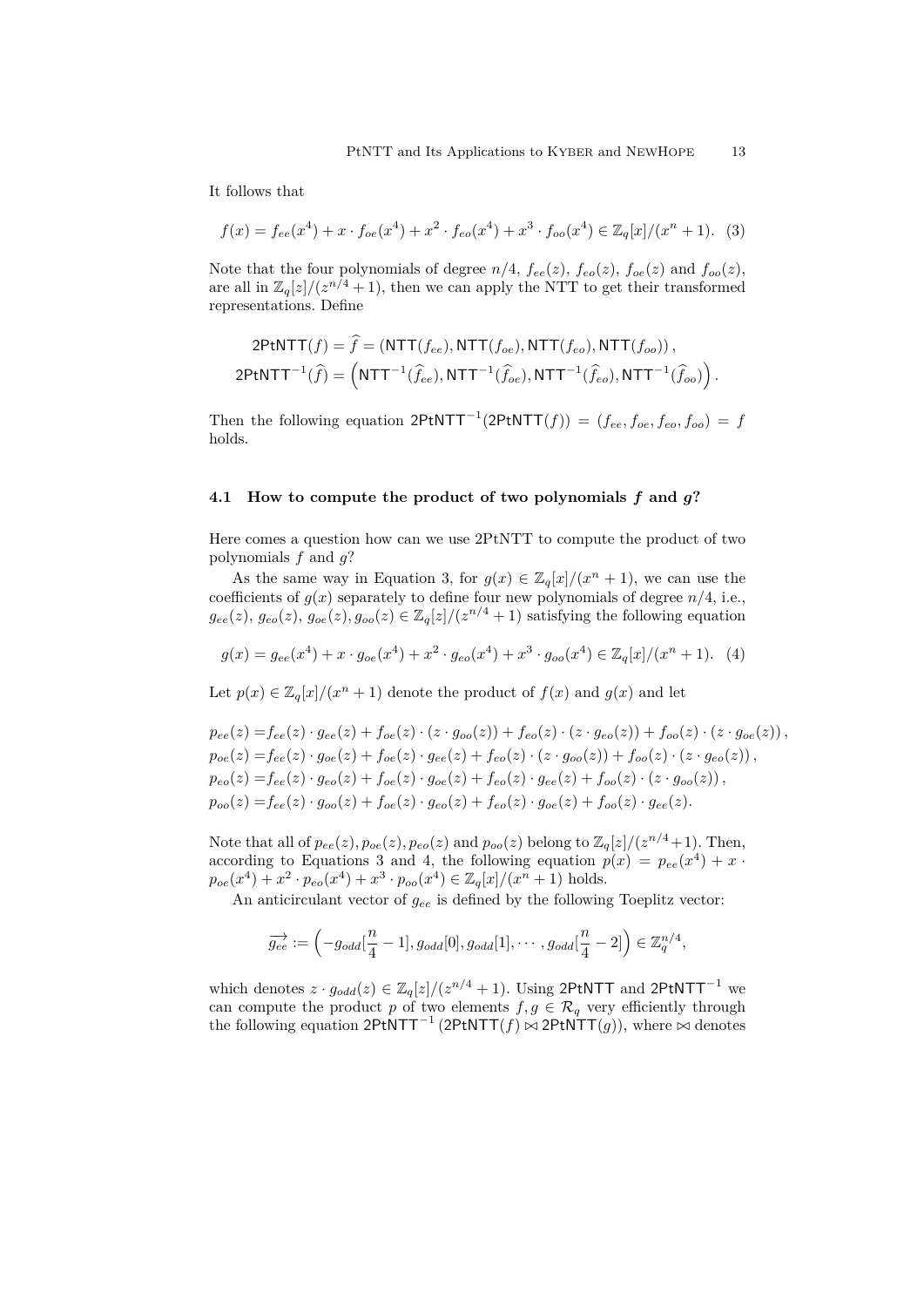It follows that

$$f(x) = f_{ee}(x^4) + x \cdot f_{oe}(x^4) + x^2 \cdot f_{eo}(x^4) + x^3 \cdot f_{oo}(x^4) \in \mathbb{Z}_q[x]/(x^n + 1). \quad (3)$$

Note that the four polynomials of degree $n/4$, $f_{ee}(z)$, $f_{eo}(z)$, $f_{oe}(z)$ and $f_{oo}(z)$, are all in $\mathbb{Z}_q[z]/(z^{n/4} + 1)$, then we can apply the NTT to get their transformed representations. Define

$$\mathsf{2PtNTT}(f) = \widehat{f} = (\mathsf{NTT}(f_{ee}), \mathsf{NTT}(f_{oe}), \mathsf{NTT}(f_{eo}), \mathsf{NTT}(f_{oo})),$$
$$\mathsf{2PtNTT}^{-1}(\widehat{f}) = \left(\mathsf{NTT}^{-1}(\widehat{f}_{ee}), \mathsf{NTT}^{-1}(\widehat{f}_{oe}), \mathsf{NTT}^{-1}(\widehat{f}_{eo}), \mathsf{NTT}^{-1}(\widehat{f}_{oo})\right).$$

Then the following equation $\mathsf{2PtNTT}^{-1}(\mathsf{2PtNTT}(f)) = (f_{ee}, f_{oe}, f_{eo}, f_{oo}) = f$ holds.

### 4.1 How to compute the product of two polynomials $f$ and $g$?

Here comes a question how can we use 2PtNTT to compute the product of two polynomials $f$ and $g$?

As the same way in Equation 3, for $g(x) \in \mathbb{Z}_q[x]/(x^n + 1)$, we can use the coefficients of $g(x)$ separately to define four new polynomials of degree $n/4$, i.e., $g_{ee}(z)$, $g_{eo}(z)$, $g_{oe}(z), g_{oo}(z) \in \mathbb{Z}_q[z]/(z^{n/4} + 1)$ satisfying the following equation

$$g(x) = g_{ee}(x^4) + x \cdot g_{oe}(x^4) + x^2 \cdot g_{eo}(x^4) + x^3 \cdot g_{oo}(x^4) \in \mathbb{Z}_q[x]/(x^n + 1). \quad (4)$$

Let $p(x) \in \mathbb{Z}_q[x]/(x^n + 1)$ denote the product of $f(x)$ and $g(x)$ and let

$$\begin{aligned}
p_{ee}(z) =& f_{ee}(z) \cdot g_{ee}(z) + f_{oe}(z) \cdot (z \cdot g_{oo}(z)) + f_{eo}(z) \cdot (z \cdot g_{eo}(z)) + f_{oo}(z) \cdot (z \cdot g_{oe}(z)), \\
p_{oe}(z) =& f_{ee}(z) \cdot g_{oe}(z) + f_{oe}(z) \cdot g_{ee}(z) + f_{eo}(z) \cdot (z \cdot g_{oo}(z)) + f_{oo}(z) \cdot (z \cdot g_{eo}(z)), \\
p_{eo}(z) =& f_{ee}(z) \cdot g_{eo}(z) + f_{oe}(z) \cdot g_{oe}(z) + f_{eo}(z) \cdot g_{ee}(z) + f_{oo}(z) \cdot (z \cdot g_{oo}(z)), \\
p_{oo}(z) =& f_{ee}(z) \cdot g_{oo}(z) + f_{oe}(z) \cdot g_{eo}(z) + f_{eo}(z) \cdot g_{oe}(z) + f_{oo}(z) \cdot g_{ee}(z).
\end{aligned}$$

Note that all of $p_{ee}(z), p_{oe}(z), p_{eo}(z)$ and $p_{oo}(z)$ belong to $\mathbb{Z}_q[z]/(z^{n/4}+1)$. Then, according to Equations 3 and 4, the following equation $p(x) = p_{ee}(x^4) + x \cdot p_{oe}(x^4) + x^2 \cdot p_{eo}(x^4) + x^3 \cdot p_{oo}(x^4) \in \mathbb{Z}_q[x]/(x^n + 1)$ holds.

An anticirculant vector of $g_{ee}$ is defined by the following Toeplitz vector:

$$\overrightarrow{g_{ee}} := \left(-g_{odd}[\frac{n}{4} - 1], g_{odd}[0], g_{odd}[1], \cdots, g_{odd}[\frac{n}{4} - 2]\right) \in \mathbb{Z}_q^{n/4},$$

which denotes $z \cdot g_{odd}(z) \in \mathbb{Z}_q[z]/(z^{n/4} + 1)$. Using $\mathsf{2PtNTT}$ and $\mathsf{2PtNTT}^{-1}$ we can compute the product $p$ of two elements $f, g \in \mathcal{R}_q$ very efficiently through the following equation $\mathsf{2PtNTT}^{-1}(\mathsf{2PtNTT}(f) \bowtie \mathsf{2PtNTT}(g))$, where $\bowtie$ denotes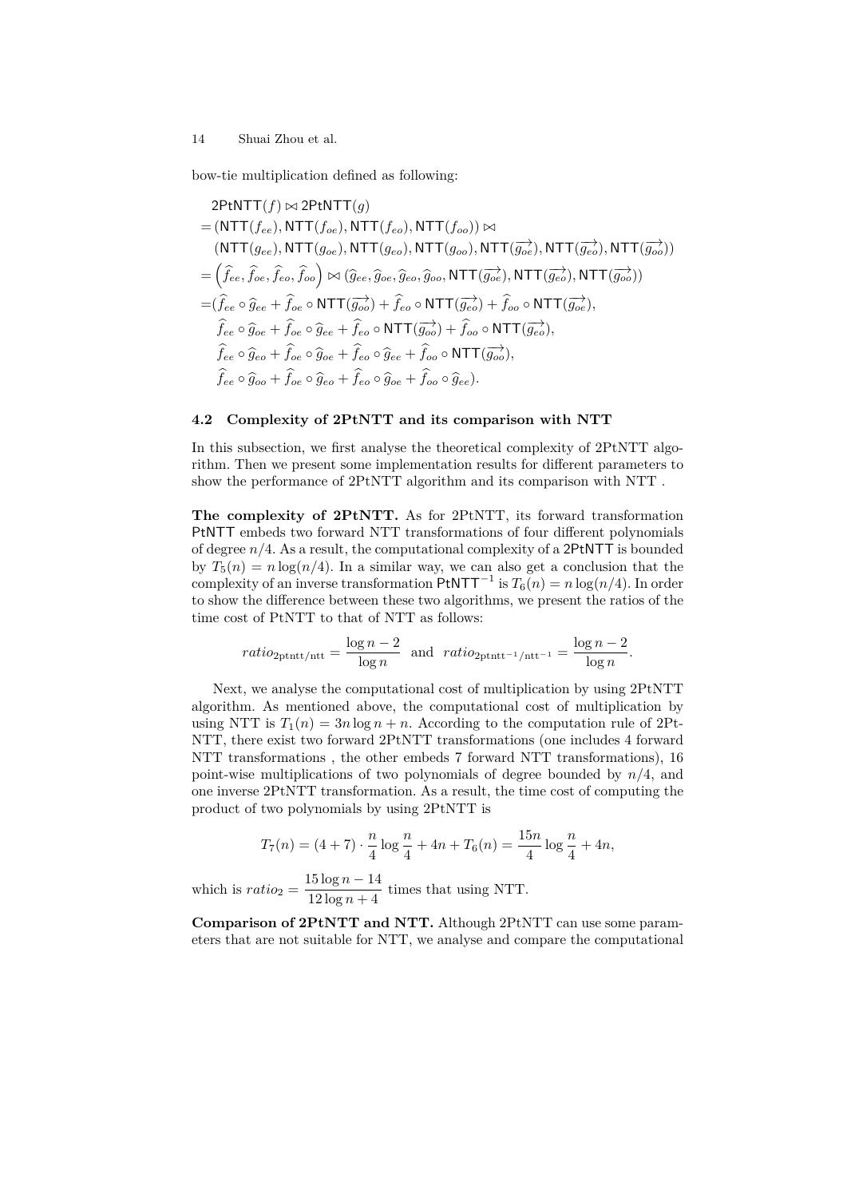bow-tie multiplication defined as following:

$$
\begin{aligned}
&\mathsf{2PtNTT}(f) \bowtie \mathsf{2PtNTT}(g) \\
=&(\mathsf{NTT}(f_{ee}), \mathsf{NTT}(f_{oe}), \mathsf{NTT}(f_{eo}), \mathsf{NTT}(f_{oo})) \bowtie \\
&(\mathsf{NTT}(g_{ee}), \mathsf{NTT}(g_{oe}), \mathsf{NTT}(g_{eo}), \mathsf{NTT}(g_{oo}), \mathsf{NTT}(\overrightarrow{g_{oe}}), \mathsf{NTT}(\overrightarrow{g_{eo}}), \mathsf{NTT}(\overrightarrow{g_{oo}})) \\
=&\left(\widehat{f}_{ee}, \widehat{f}_{oe}, \widehat{f}_{eo}, \widehat{f}_{oo}\right) \bowtie (\widehat{g}_{ee}, \widehat{g}_{oe}, \widehat{g}_{eo}, \widehat{g}_{oo}, \mathsf{NTT}(\overrightarrow{g_{oe}}), \mathsf{NTT}(\overrightarrow{g_{eo}}), \mathsf{NTT}(\overrightarrow{g_{oo}})) \\
=&(\widehat{f}_{ee} \circ \widehat{g}_{ee} + \widehat{f}_{oe} \circ \mathsf{NTT}(\overrightarrow{g_{oo}}) + \widehat{f}_{eo} \circ \mathsf{NTT}(\overrightarrow{g_{eo}}) + \widehat{f}_{oo} \circ \mathsf{NTT}(\overrightarrow{g_{oe}}), \\
&\widehat{f}_{ee} \circ \widehat{g}_{oe} + \widehat{f}_{oe} \circ \widehat{g}_{ee} + \widehat{f}_{eo} \circ \mathsf{NTT}(\overrightarrow{g_{oo}}) + \widehat{f}_{oo} \circ \mathsf{NTT}(\overrightarrow{g_{eo}}), \\
&\widehat{f}_{ee} \circ \widehat{g}_{eo} + \widehat{f}_{oe} \circ \widehat{g}_{oe} + \widehat{f}_{eo} \circ \widehat{g}_{ee} + \widehat{f}_{oo} \circ \mathsf{NTT}(\overrightarrow{g_{oo}}), \\
&\widehat{f}_{ee} \circ \widehat{g}_{oo} + \widehat{f}_{oe} \circ \widehat{g}_{eo} + \widehat{f}_{eo} \circ \widehat{g}_{oe} + \widehat{f}_{oo} \circ \widehat{g}_{ee}).
\end{aligned}
$$

### 4.2 Complexity of 2PtNTT and its comparison with NTT

In this subsection, we first analyse the theoretical complexity of 2PtNTT algorithm. Then we present some implementation results for different parameters to show the performance of 2PtNTT algorithm and its comparison with NTT .

**The complexity of 2PtNTT.** As for 2PtNTT, its forward transformation PtNTT embeds two forward NTT transformations of four different polynomials of degree $n/4$. As a result, the computational complexity of a 2PtNTT is bounded by $T_5(n) = n\log(n/4)$. In a similar way, we can also get a conclusion that the complexity of an inverse transformation $\mathsf{PtNTT}^{-1}$ is $T_6(n) = n\log(n/4)$. In order to show the difference between these two algorithms, we present the ratios of the time cost of PtNTT to that of NTT as follows:

$$
ratio_{\text{2ptntt/ntt}} = \frac{\log n - 2}{\log n} \quad \text{and} \quad ratio_{\text{2ptntt}^{-1}/\text{ntt}^{-1}} = \frac{\log n - 2}{\log n}.
$$

Next, we analyse the computational cost of multiplication by using 2PtNTT algorithm. As mentioned above, the computational cost of multiplication by using NTT is $T_1(n) = 3n\log n + n$. According to the computation rule of 2Pt-NTT, there exist two forward 2PtNTT transformations (one includes 4 forward NTT transformations , the other embeds 7 forward NTT transformations), 16 point-wise multiplications of two polynomials of degree bounded by $n/4$, and one inverse 2PtNTT transformation. As a result, the time cost of computing the product of two polynomials by using 2PtNTT is

$$
T_7(n) = (4+7)\cdot\frac{n}{4}\log\frac{n}{4} + 4n + T_6(n) = \frac{15n}{4}\log\frac{n}{4} + 4n,
$$

which is $ratio_2 = \dfrac{15\log n - 14}{12\log n + 4}$ times that using NTT.

**Comparison of 2PtNTT and NTT.** Although 2PtNTT can use some parameters that are not suitable for NTT, we analyse and compare the computational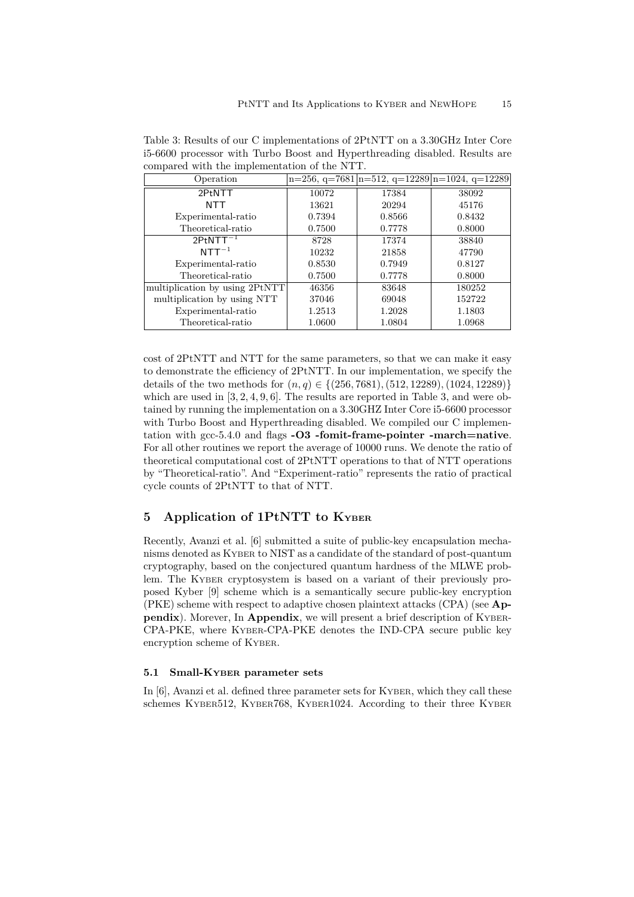Table 3: Results of our C implementations of 2PtNTT on a 3.30GHz Inter Core i5-6600 processor with Turbo Boost and Hyperthreading disabled. Results are compared with the implementation of the NTT.

| Operation | n=256, q=7681 | n=512, q=12289 | n=1024, q=12289 |
|---|---|---|---|
| 2PtNTT | 10072 | 17384 | 38092 |
| NTT | 13621 | 20294 | 45176 |
| Experimental-ratio | 0.7394 | 0.8566 | 0.8432 |
| Theoretical-ratio | 0.7500 | 0.7778 | 0.8000 |
| $\mathsf{2PtNTT}^{-1}$ | 8728 | 17374 | 38840 |
| $\mathsf{NTT}^{-1}$ | 10232 | 21858 | 47790 |
| Experimental-ratio | 0.8530 | 0.7949 | 0.8127 |
| Theoretical-ratio | 0.7500 | 0.7778 | 0.8000 |
| multiplication by using 2PtNTT | 46356 | 83648 | 180252 |
| multiplication by using NTT | 37046 | 69048 | 152722 |
| Experimental-ratio | 1.2513 | 1.2028 | 1.1803 |
| Theoretical-ratio | 1.0600 | 1.0804 | 1.0968 |

cost of 2PtNTT and NTT for the same parameters, so that we can make it easy to demonstrate the efficiency of 2PtNTT. In our implementation, we specify the details of the two methods for $(n, q) \in \{(256, 7681), (512, 12289), (1024, 12289)\}$ which are used in [3, 2, 4, 9, 6]. The results are reported in Table 3, and were obtained by running the implementation on a 3.30GHZ Inter Core i5-6600 processor with Turbo Boost and Hyperthreading disabled. We compiled our C implementation with gcc-5.4.0 and flags **-O3 -fomit-frame-pointer -march=native**. For all other routines we report the average of 10000 runs. We denote the ratio of theoretical computational cost of 2PtNTT operations to that of NTT operations by "Theoretical-ratio". And "Experiment-ratio" represents the ratio of practical cycle counts of 2PtNTT to that of NTT.

## 5 Application of 1PtNTT to Kyber

Recently, Avanzi et al. [6] submitted a suite of public-key encapsulation mechanisms denoted as Kyber to NIST as a candidate of the standard of post-quantum cryptography, based on the conjectured quantum hardness of the MLWE problem. The Kyber cryptosystem is based on a variant of their previously proposed Kyber [9] scheme which is a semantically secure public-key encryption (PKE) scheme with respect to adaptive chosen plaintext attacks (CPA) (see **Appendix**). Morever, In **Appendix**, we will present a brief description of Kyber-CPA-PKE, where Kyber-CPA-PKE denotes the IND-CPA secure public key encryption scheme of Kyber.

### 5.1 Small-Kyber parameter sets

In [6], Avanzi et al. defined three parameter sets for Kyber, which they call these schemes Kyber512, Kyber768, Kyber1024. According to their three Kyber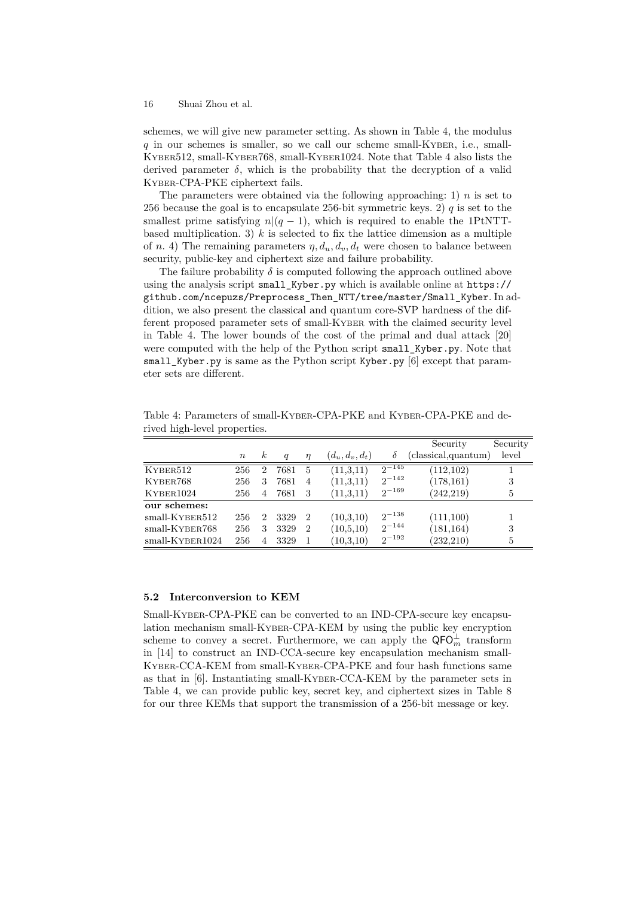schemes, we will give new parameter setting. As shown in Table 4, the modulus $q$ in our schemes is smaller, so we call our scheme small-Kyber, i.e., small-Kyber512, small-Kyber768, small-Kyber1024. Note that Table 4 also lists the derived parameter $\delta$, which is the probability that the decryption of a valid Kyber-CPA-PKE ciphertext fails.

The parameters were obtained via the following approaching: 1) $n$ is set to 256 because the goal is to encapsulate 256-bit symmetric keys. 2) $q$ is set to the smallest prime satisfying $n|(q-1)$, which is required to enable the 1PtNTT-based multiplication. 3) $k$ is selected to fix the lattice dimension as a multiple of $n$. 4) The remaining parameters $\eta, d_u, d_v, d_t$ were chosen to balance between security, public-key and ciphertext size and failure probability.

The failure probability $\delta$ is computed following the approach outlined above using the analysis script `small_Kyber.py` which is available online at `https://github.com/ncepuzs/Preprocess_Then_NTT/tree/master/Small_Kyber`. In addition, we also present the classical and quantum core-SVP hardness of the different proposed parameter sets of small-Kyber with the claimed security level in Table 4. The lower bounds of the cost of the primal and dual attack [20] were computed with the help of the Python script `small_Kyber.py`. Note that `small_Kyber.py` is same as the Python script `Kyber.py` [6] except that parameter sets are different.

Table 4: Parameters of small-Kyber-CPA-PKE and Kyber-CPA-PKE and derived high-level properties.

| | $n$ | $k$ | $q$ | $\eta$ | $(d_u, d_v, d_t)$ | $\delta$ | Security (classical,quantum) | Security level |
|---|---|---|---|---|---|---|---|---|
| Kyber512 | 256 | 2 | 7681 | 5 | (11,3,11) | $2^{-145}$ | (112,102) | 1 |
| Kyber768 | 256 | 3 | 7681 | 4 | (11,3,11) | $2^{-142}$ | (178,161) | 3 |
| Kyber1024 | 256 | 4 | 7681 | 3 | (11,3,11) | $2^{-169}$ | (242,219) | 5 |
| **our schemes:** | | | | | | | | |
| small-Kyber512 | 256 | 2 | 3329 | 2 | (10,3,10) | $2^{-138}$ | (111,100) | 1 |
| small-Kyber768 | 256 | 3 | 3329 | 2 | (10,5,10) | $2^{-144}$ | (181,164) | 3 |
| small-Kyber1024 | 256 | 4 | 3329 | 1 | (10,3,10) | $2^{-192}$ | (232,210) | 5 |

### 5.2 Interconversion to KEM

Small-Kyber-CPA-PKE can be converted to an IND-CPA-secure key encapsulation mechanism small-Kyber-CPA-KEM by using the public key encryption scheme to convey a secret. Furthermore, we can apply the $\mathsf{QFO}_m^{\perp}$ transform in [14] to construct an IND-CCA-secure key encapsulation mechanism small-Kyber-CCA-KEM from small-Kyber-CPA-PKE and four hash functions same as that in [6]. Instantiating small-Kyber-CCA-KEM by the parameter sets in Table 4, we can provide public key, secret key, and ciphertext sizes in Table 8 for our three KEMs that support the transmission of a 256-bit message or key.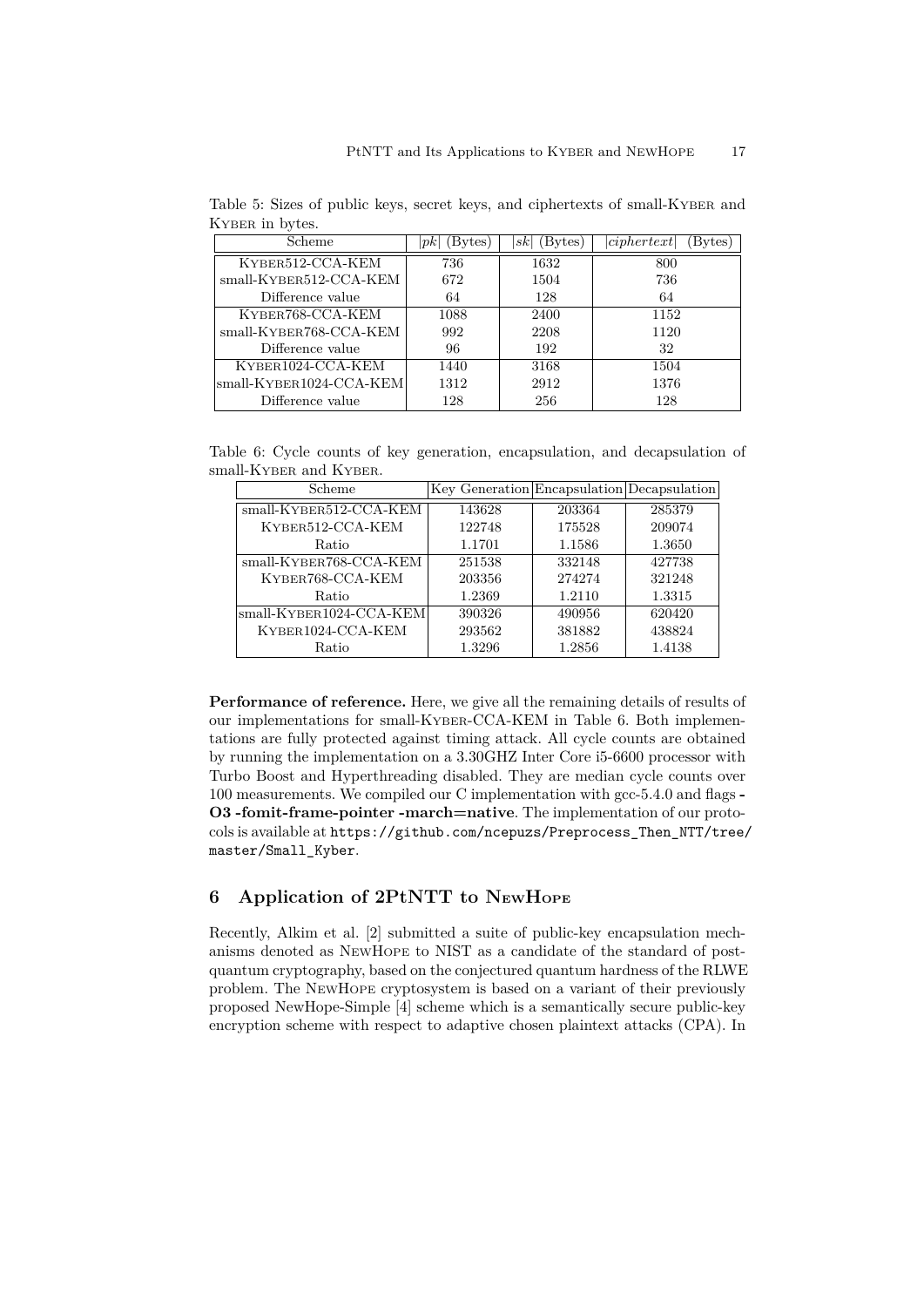Table 5: Sizes of public keys, secret keys, and ciphertexts of small-Kyber and Kyber in bytes.

| Scheme | $\|pk\|$ (Bytes) | $\|sk\|$ (Bytes) | $\|ciphertext\|$ (Bytes) |
|---|---|---|---|
| Kyber512-CCA-KEM | 736 | 1632 | 800 |
| small-Kyber512-CCA-KEM | 672 | 1504 | 736 |
| Difference value | 64 | 128 | 64 |
| Kyber768-CCA-KEM | 1088 | 2400 | 1152 |
| small-Kyber768-CCA-KEM | 992 | 2208 | 1120 |
| Difference value | 96 | 192 | 32 |
| Kyber1024-CCA-KEM | 1440 | 3168 | 1504 |
| small-Kyber1024-CCA-KEM | 1312 | 2912 | 1376 |
| Difference value | 128 | 256 | 128 |

Table 6: Cycle counts of key generation, encapsulation, and decapsulation of small-Kyber and Kyber.

| Scheme | Key Generation | Encapsulation | Decapsulation |
|---|---|---|---|
| small-Kyber512-CCA-KEM | 143628 | 203364 | 285379 |
| Kyber512-CCA-KEM | 122748 | 175528 | 209074 |
| Ratio | 1.1701 | 1.1586 | 1.3650 |
| small-Kyber768-CCA-KEM | 251538 | 332148 | 427738 |
| Kyber768-CCA-KEM | 203356 | 274274 | 321248 |
| Ratio | 1.2369 | 1.2110 | 1.3315 |
| small-Kyber1024-CCA-KEM | 390326 | 490956 | 620420 |
| Kyber1024-CCA-KEM | 293562 | 381882 | 438824 |
| Ratio | 1.3296 | 1.2856 | 1.4138 |

**Performance of reference.** Here, we give all the remaining details of results of our implementations for small-Kyber-CCA-KEM in Table 6. Both implementations are fully protected against timing attack. All cycle counts are obtained by running the implementation on a 3.30GHZ Inter Core i5-6600 processor with Turbo Boost and Hyperthreading disabled. They are median cycle counts over 100 measurements. We compiled our C implementation with gcc-5.4.0 and flags **-O3 -fomit-frame-pointer -march=native**. The implementation of our protocols is available at `https://github.com/ncepuzs/Preprocess_Then_NTT/tree/master/Small_Kyber`.

## 6 Application of 2PtNTT to NewHope

Recently, Alkim et al. [2] submitted a suite of public-key encapsulation mechanisms denoted as NewHope to NIST as a candidate of the standard of post-quantum cryptography, based on the conjectured quantum hardness of the RLWE problem. The NewHope cryptosystem is based on a variant of their previously proposed NewHope-Simple [4] scheme which is a semantically secure public-key encryption scheme with respect to adaptive chosen plaintext attacks (CPA). In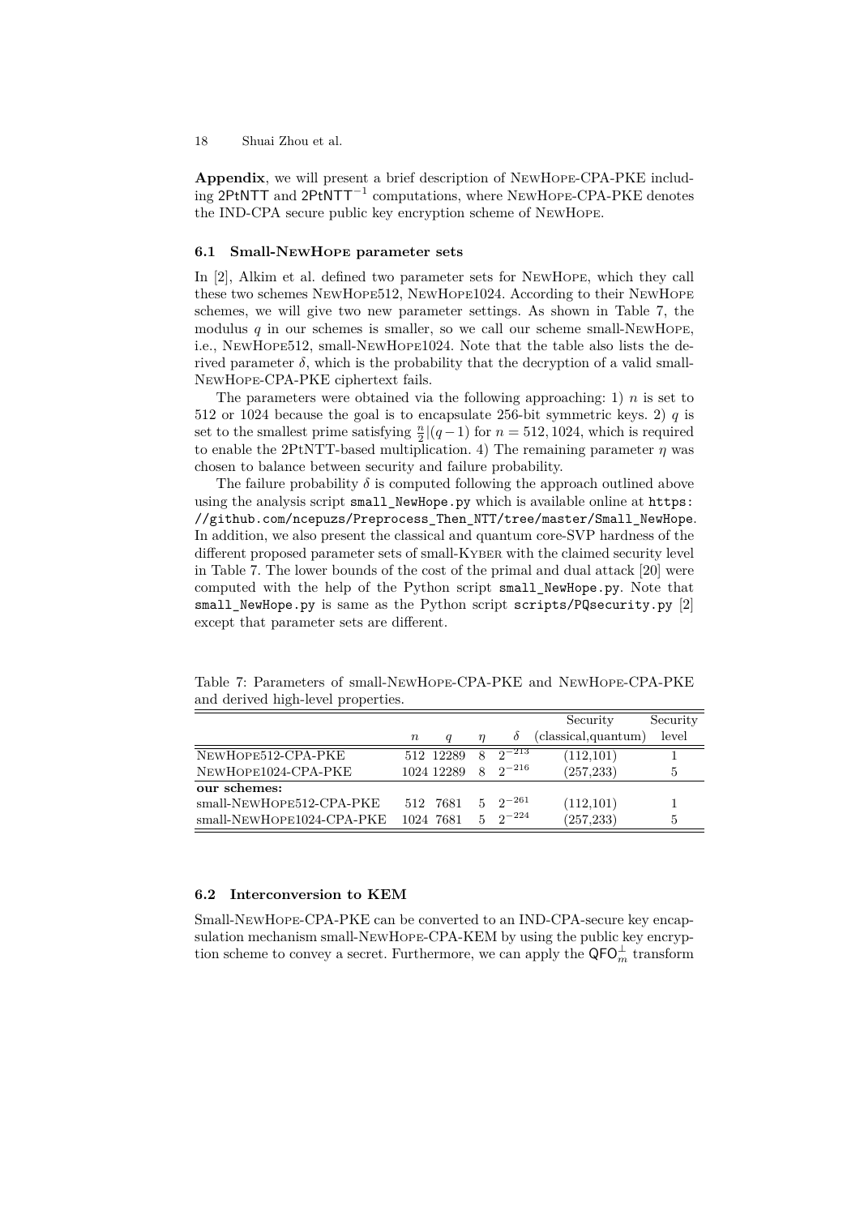**Appendix**, we will present a brief description of NewHope-CPA-PKE including 2PtNTT and $2\text{PtNTT}^{-1}$ computations, where NewHope-CPA-PKE denotes the IND-CPA secure public key encryption scheme of NewHope.

### 6.1 Small-NewHope parameter sets

In [2], Alkim et al. defined two parameter sets for NewHope, which they call these two schemes NewHope512, NewHope1024. According to their NewHope schemes, we will give two new parameter settings. As shown in Table 7, the modulus $q$ in our schemes is smaller, so we call our scheme small-NewHope, i.e., NewHope512, small-NewHope1024. Note that the table also lists the derived parameter $\delta$, which is the probability that the decryption of a valid small-NewHope-CPA-PKE ciphertext fails.

The parameters were obtained via the following approaching: 1) $n$ is set to 512 or 1024 because the goal is to encapsulate 256-bit symmetric keys. 2) $q$ is set to the smallest prime satisfying $\frac{n}{2}|(q-1)$ for $n = 512, 1024$, which is required to enable the 2PtNTT-based multiplication. 4) The remaining parameter $\eta$ was chosen to balance between security and failure probability.

The failure probability $\delta$ is computed following the approach outlined above using the analysis script `small_NewHope.py` which is available online at https://github.com/ncepuzs/Preprocess_Then_NTT/tree/master/Small_NewHope. In addition, we also present the classical and quantum core-SVP hardness of the different proposed parameter sets of small-Kyber with the claimed security level in Table 7. The lower bounds of the cost of the primal and dual attack [20] were computed with the help of the Python script `small_NewHope.py`. Note that `small_NewHope.py` is same as the Python script `scripts/PQsecurity.py` [2] except that parameter sets are different.

Table 7: Parameters of small-NewHope-CPA-PKE and NewHope-CPA-PKE and derived high-level properties.

| | $n$ | $q$ | $\eta$ | $\delta$ | Security (classical,quantum) | Security level |
|---|---|---|---|---|---|---|
| NewHope512-CPA-PKE | 512 | 12289 | 8 | $2^{-213}$ | (112,101) | 1 |
| NewHope1024-CPA-PKE | 1024 | 12289 | 8 | $2^{-216}$ | (257,233) | 5 |
| **our schemes:** | | | | | | |
| small-NewHope512-CPA-PKE | 512 | 7681 | 5 | $2^{-261}$ | (112,101) | 1 |
| small-NewHope1024-CPA-PKE | 1024 | 7681 | 5 | $2^{-224}$ | (257,233) | 5 |

### 6.2 Interconversion to KEM

Small-NewHope-CPA-PKE can be converted to an IND-CPA-secure key encapsulation mechanism small-NewHope-CPA-KEM by using the public key encryption scheme to convey a secret. Furthermore, we can apply the $\mathsf{QFO}_m^{\perp}$ transform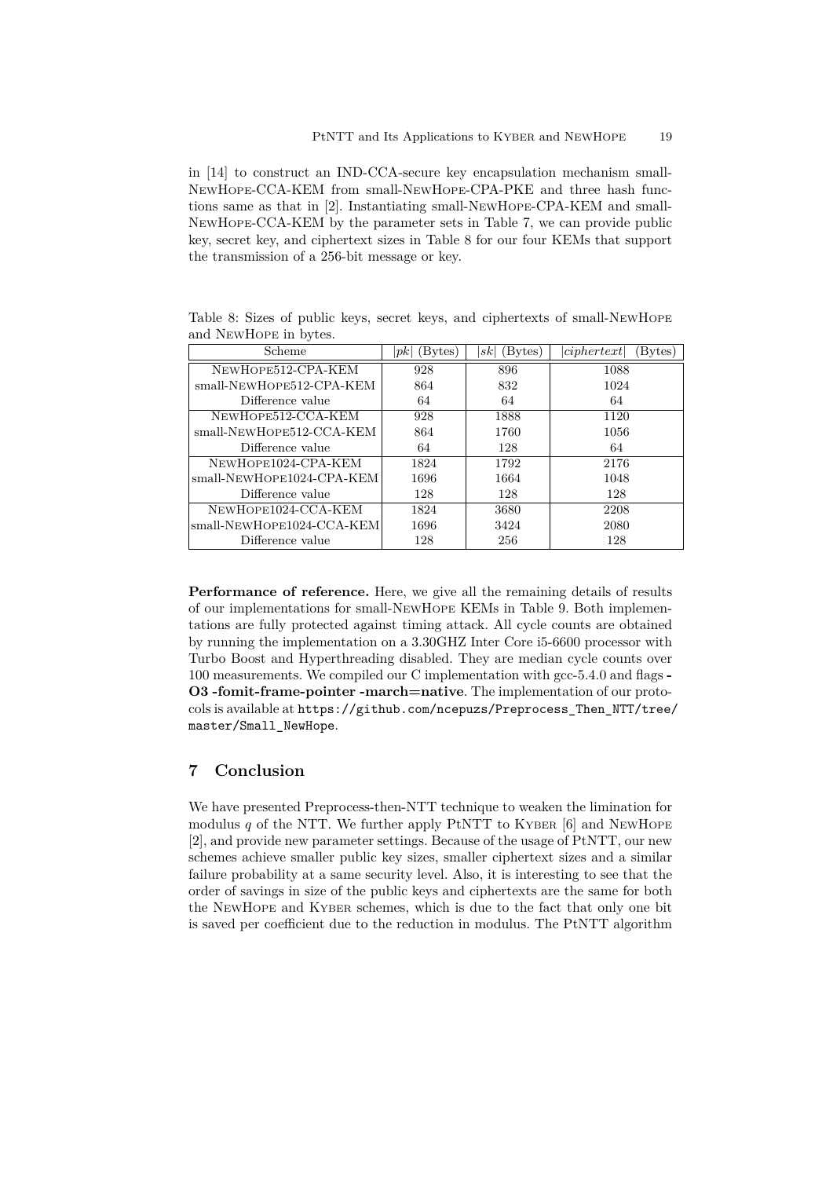in [14] to construct an IND-CCA-secure key encapsulation mechanism small-NewHope-CCA-KEM from small-NewHope-CPA-PKE and three hash functions same as that in [2]. Instantiating small-NewHope-CPA-KEM and small-NewHope-CCA-KEM by the parameter sets in Table 7, we can provide public key, secret key, and ciphertext sizes in Table 8 for our four KEMs that support the transmission of a 256-bit message or key.

Table 8: Sizes of public keys, secret keys, and ciphertexts of small-NewHope and NewHope in bytes.

| Scheme | $\|pk\|$ (Bytes) | $\|sk\|$ (Bytes) | $\|ciphertext\|$ (Bytes) |
|---|---|---|---|
| NewHope512-CPA-KEM | 928 | 896 | 1088 |
| small-NewHope512-CPA-KEM | 864 | 832 | 1024 |
| Difference value | 64 | 64 | 64 |
| NewHope512-CCA-KEM | 928 | 1888 | 1120 |
| small-NewHope512-CCA-KEM | 864 | 1760 | 1056 |
| Difference value | 64 | 128 | 64 |
| NewHope1024-CPA-KEM | 1824 | 1792 | 2176 |
| small-NewHope1024-CPA-KEM | 1696 | 1664 | 1048 |
| Difference value | 128 | 128 | 128 |
| NewHope1024-CCA-KEM | 1824 | 3680 | 2208 |
| small-NewHope1024-CCA-KEM | 1696 | 3424 | 2080 |
| Difference value | 128 | 256 | 128 |

**Performance of reference.** Here, we give all the remaining details of results of our implementations for small-NewHope KEMs in Table 9. Both implementations are fully protected against timing attack. All cycle counts are obtained by running the implementation on a 3.30GHZ Inter Core i5-6600 processor with Turbo Boost and Hyperthreading disabled. They are median cycle counts over 100 measurements. We compiled our C implementation with gcc-5.4.0 and flags **-O3 -fomit-frame-pointer -march=native**. The implementation of our protocols is available at `https://github.com/ncepuzs/Preprocess_Then_NTT/tree/master/Small_NewHope`.

## 7 Conclusion

We have presented Preprocess-then-NTT technique to weaken the limination for modulus $q$ of the NTT. We further apply PtNTT to Kyber [6] and NewHope [2], and provide new parameter settings. Because of the usage of PtNTT, our new schemes achieve smaller public key sizes, smaller ciphertext sizes and a similar failure probability at a same security level. Also, it is interesting to see that the order of savings in size of the public keys and ciphertexts are the same for both the NewHope and Kyber schemes, which is due to the fact that only one bit is saved per coefficient due to the reduction in modulus. The PtNTT algorithm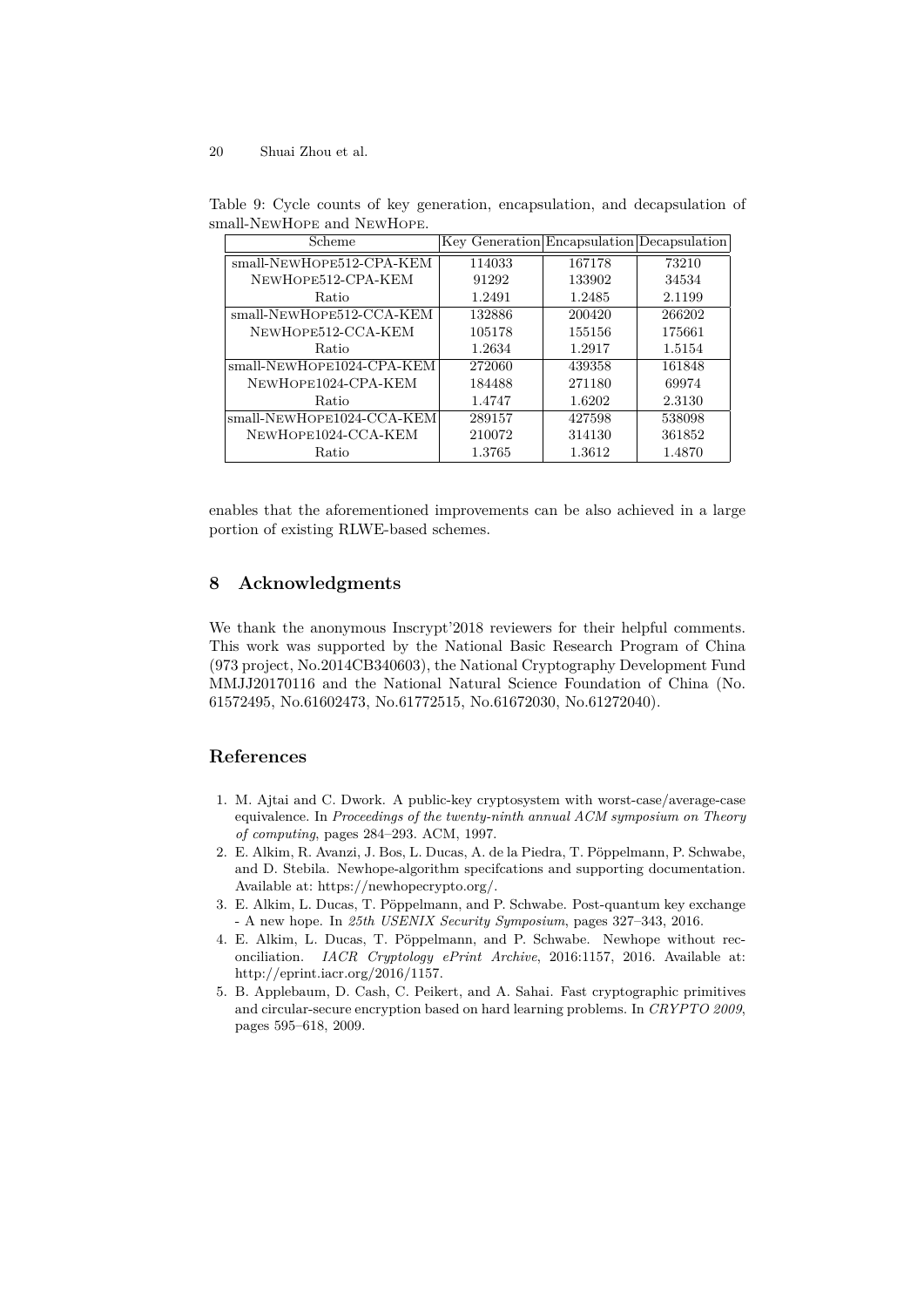Table 9: Cycle counts of key generation, encapsulation, and decapsulation of small-NewHope and NewHope.

| Scheme | Key Generation | Encapsulation | Decapsulation |
| --- | --- | --- | --- |
| small-NewHope512-CPA-KEM | 114033 | 167178 | 73210 |
| NewHope512-CPA-KEM | 91292 | 133902 | 34534 |
| Ratio | 1.2491 | 1.2485 | 2.1199 |
| small-NewHope512-CCA-KEM | 132886 | 200420 | 266202 |
| NewHope512-CCA-KEM | 105178 | 155156 | 175661 |
| Ratio | 1.2634 | 1.2917 | 1.5154 |
| small-NewHope1024-CPA-KEM | 272060 | 439358 | 161848 |
| NewHope1024-CPA-KEM | 184488 | 271180 | 69974 |
| Ratio | 1.4747 | 1.6202 | 2.3130 |
| small-NewHope1024-CCA-KEM | 289157 | 427598 | 538098 |
| NewHope1024-CCA-KEM | 210072 | 314130 | 361852 |
| Ratio | 1.3765 | 1.3612 | 1.4870 |

enables that the aforementioned improvements can be also achieved in a large portion of existing RLWE-based schemes.

## 8 Acknowledgments

We thank the anonymous Inscrypt'2018 reviewers for their helpful comments. This work was supported by the National Basic Research Program of China (973 project, No.2014CB340603), the National Cryptography Development Fund MMJJ20170116 and the National Natural Science Foundation of China (No. 61572495, No.61602473, No.61772515, No.61672030, No.61272040).

## References

1. M. Ajtai and C. Dwork. A public-key cryptosystem with worst-case/average-case equivalence. In *Proceedings of the twenty-ninth annual ACM symposium on Theory of computing*, pages 284–293. ACM, 1997.
2. E. Alkim, R. Avanzi, J. Bos, L. Ducas, A. de la Piedra, T. Pöppelmann, P. Schwabe, and D. Stebila. Newhope-algorithm specifcations and supporting documentation. Available at: https://newhopecrypto.org/.
3. E. Alkim, L. Ducas, T. Pöppelmann, and P. Schwabe. Post-quantum key exchange - A new hope. In *25th USENIX Security Symposium*, pages 327–343, 2016.
4. E. Alkim, L. Ducas, T. Pöppelmann, and P. Schwabe. Newhope without reconciliation. *IACR Cryptology ePrint Archive*, 2016:1157, 2016. Available at: http://eprint.iacr.org/2016/1157.
5. B. Applebaum, D. Cash, C. Peikert, and A. Sahai. Fast cryptographic primitives and circular-secure encryption based on hard learning problems. In *CRYPTO 2009*, pages 595–618, 2009.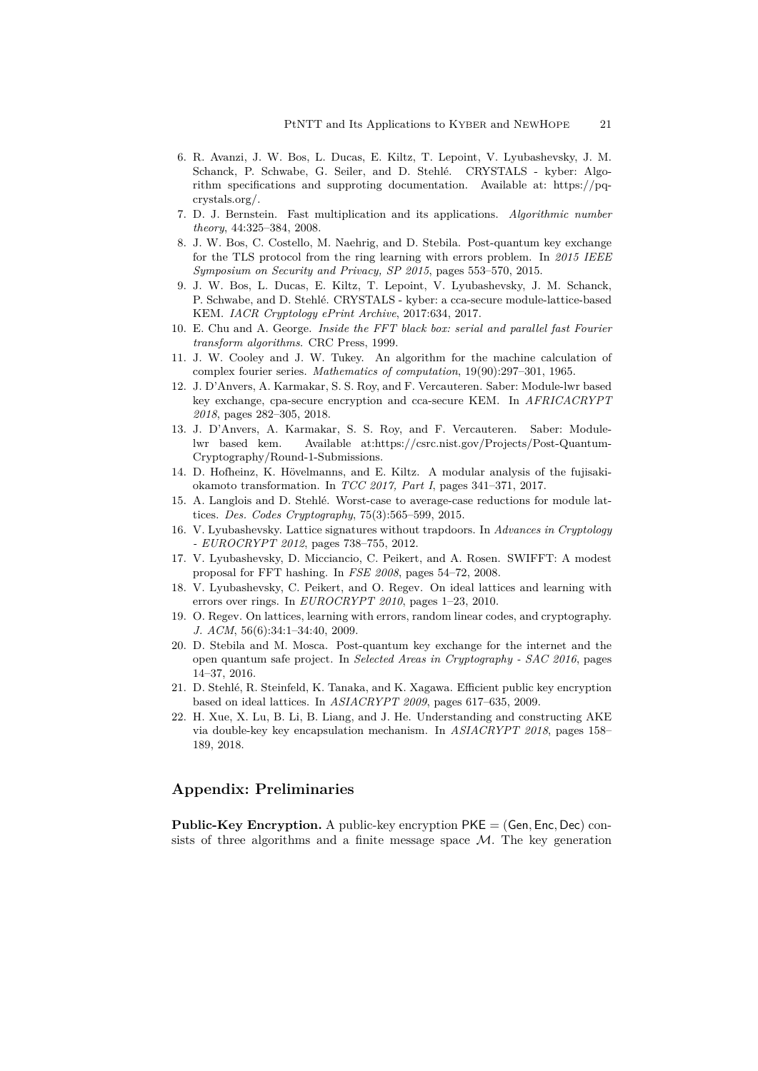6. R. Avanzi, J. W. Bos, L. Ducas, E. Kiltz, T. Lepoint, V. Lyubashevsky, J. M. Schanck, P. Schwabe, G. Seiler, and D. Stehlé. CRYSTALS - kyber: Algorithm specifications and supproting documentation. Available at: https://pq-crystals.org/.
7. D. J. Bernstein. Fast multiplication and its applications. *Algorithmic number theory*, 44:325–384, 2008.
8. J. W. Bos, C. Costello, M. Naehrig, and D. Stebila. Post-quantum key exchange for the TLS protocol from the ring learning with errors problem. In *2015 IEEE Symposium on Security and Privacy, SP 2015*, pages 553–570, 2015.
9. J. W. Bos, L. Ducas, E. Kiltz, T. Lepoint, V. Lyubashevsky, J. M. Schanck, P. Schwabe, and D. Stehlé. CRYSTALS - kyber: a cca-secure module-lattice-based KEM. *IACR Cryptology ePrint Archive*, 2017:634, 2017.
10. E. Chu and A. George. *Inside the FFT black box: serial and parallel fast Fourier transform algorithms*. CRC Press, 1999.
11. J. W. Cooley and J. W. Tukey. An algorithm for the machine calculation of complex fourier series. *Mathematics of computation*, 19(90):297–301, 1965.
12. J. D'Anvers, A. Karmakar, S. S. Roy, and F. Vercauteren. Saber: Module-lwr based key exchange, cpa-secure encryption and cca-secure KEM. In *AFRICACRYPT 2018*, pages 282–305, 2018.
13. J. D'Anvers, A. Karmakar, S. S. Roy, and F. Vercauteren. Saber: Module-lwr based kem. Available at:https://csrc.nist.gov/Projects/Post-Quantum-Cryptography/Round-1-Submissions.
14. D. Hofheinz, K. Hövelmanns, and E. Kiltz. A modular analysis of the fujisaki-okamoto transformation. In *TCC 2017, Part I*, pages 341–371, 2017.
15. A. Langlois and D. Stehlé. Worst-case to average-case reductions for module lattices. *Des. Codes Cryptography*, 75(3):565–599, 2015.
16. V. Lyubashevsky. Lattice signatures without trapdoors. In *Advances in Cryptology - EUROCRYPT 2012*, pages 738–755, 2012.
17. V. Lyubashevsky, D. Micciancio, C. Peikert, and A. Rosen. SWIFFT: A modest proposal for FFT hashing. In *FSE 2008*, pages 54–72, 2008.
18. V. Lyubashevsky, C. Peikert, and O. Regev. On ideal lattices and learning with errors over rings. In *EUROCRYPT 2010*, pages 1–23, 2010.
19. O. Regev. On lattices, learning with errors, random linear codes, and cryptography. *J. ACM*, 56(6):34:1–34:40, 2009.
20. D. Stebila and M. Mosca. Post-quantum key exchange for the internet and the open quantum safe project. In *Selected Areas in Cryptography - SAC 2016*, pages 14–37, 2016.
21. D. Stehlé, R. Steinfeld, K. Tanaka, and K. Xagawa. Efficient public key encryption based on ideal lattices. In *ASIACRYPT 2009*, pages 617–635, 2009.
22. H. Xue, X. Lu, B. Li, B. Liang, and J. He. Understanding and constructing AKE via double-key key encapsulation mechanism. In *ASIACRYPT 2018*, pages 158–189, 2018.

## Appendix: Preliminaries

**Public-Key Encryption.** A public-key encryption $\mathsf{PKE} = (\mathsf{Gen}, \mathsf{Enc}, \mathsf{Dec})$ consists of three algorithms and a finite message space $\mathcal{M}$. The key generation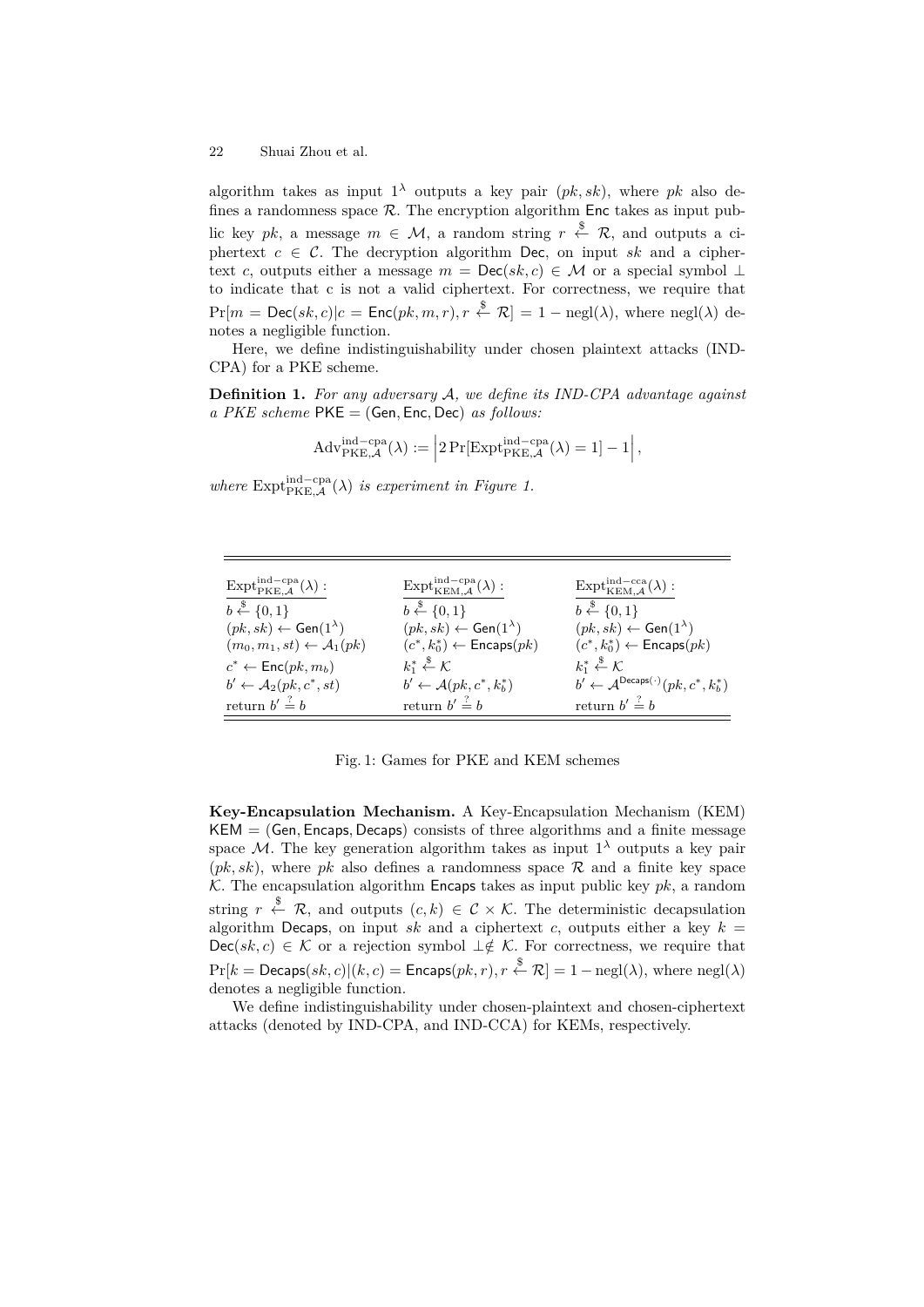algorithm takes as input $1^\lambda$ outputs a key pair $(pk, sk)$, where $pk$ also defines a randomness space $\mathcal{R}$. The encryption algorithm $\mathsf{Enc}$ takes as input public key $pk$, a message $m \in \mathcal{M}$, a random string $r \xleftarrow{\$} \mathcal{R}$, and outputs a ciphertext $c \in \mathcal{C}$. The decryption algorithm $\mathsf{Dec}$, on input $sk$ and a ciphertext $c$, outputs either a message $m = \mathsf{Dec}(sk, c) \in \mathcal{M}$ or a special symbol $\perp$ to indicate that c is not a valid ciphertext. For correctness, we require that $\Pr[m = \mathsf{Dec}(sk, c) | c = \mathsf{Enc}(pk, m, r), r \xleftarrow{\$} \mathcal{R}] = 1 - \text{negl}(\lambda)$, where $\text{negl}(\lambda)$ denotes a negligible function.

Here, we define indistinguishability under chosen plaintext attacks (IND-CPA) for a PKE scheme.

**Definition 1.** *For any adversary $\mathcal{A}$, we define its IND-CPA advantage against a PKE scheme $\mathsf{PKE} = (\mathsf{Gen}, \mathsf{Enc}, \mathsf{Dec})$ as follows:*

$$\text{Adv}^{\text{ind-cpa}}_{\text{PKE},\mathcal{A}}(\lambda) := \left| 2\Pr[\text{Expt}^{\text{ind-cpa}}_{\text{PKE},\mathcal{A}}(\lambda) = 1] - 1 \right|,$$

*where $\text{Expt}^{\text{ind-cpa}}_{\text{PKE},\mathcal{A}}(\lambda)$ is experiment in Figure 1.*

| $\text{Expt}^{\text{ind-cpa}}_{\text{PKE},\mathcal{A}}(\lambda)$ : | $\text{Expt}^{\text{ind-cpa}}_{\text{KEM},\mathcal{A}}(\lambda)$ : | $\text{Expt}^{\text{ind-cca}}_{\text{KEM},\mathcal{A}}(\lambda)$ : |
|---|---|---|
| $b \xleftarrow{\$} \{0,1\}$ | $b \xleftarrow{\$} \{0,1\}$ | $b \xleftarrow{\$} \{0,1\}$ |
| $(pk, sk) \leftarrow \mathsf{Gen}(1^\lambda)$ | $(pk, sk) \leftarrow \mathsf{Gen}(1^\lambda)$ | $(pk, sk) \leftarrow \mathsf{Gen}(1^\lambda)$ |
| $(m_0, m_1, st) \leftarrow \mathcal{A}_1(pk)$ | $(c^*, k_0^*) \leftarrow \mathsf{Encaps}(pk)$ | $(c^*, k_0^*) \leftarrow \mathsf{Encaps}(pk)$ |
| $c^* \leftarrow \mathsf{Enc}(pk, m_b)$ | $k_1^* \xleftarrow{\$} \mathcal{K}$ | $k_1^* \xleftarrow{\$} \mathcal{K}$ |
| $b' \leftarrow \mathcal{A}_2(pk, c^*, st)$ | $b' \leftarrow \mathcal{A}(pk, c^*, k_b^*)$ | $b' \leftarrow \mathcal{A}^{\mathsf{Decaps}(\cdot)}(pk, c^*, k_b^*)$ |
| return $b' \stackrel{?}{=} b$ | return $b' \stackrel{?}{=} b$ | return $b' \stackrel{?}{=} b$ |

Fig. 1: Games for PKE and KEM schemes

**Key-Encapsulation Mechanism.** A Key-Encapsulation Mechanism (KEM) $\mathsf{KEM} = (\mathsf{Gen}, \mathsf{Encaps}, \mathsf{Decaps})$ consists of three algorithms and a finite message space $\mathcal{M}$. The key generation algorithm takes as input $1^\lambda$ outputs a key pair $(pk, sk)$, where $pk$ also defines a randomness space $\mathcal{R}$ and a finite key space $\mathcal{K}$. The encapsulation algorithm $\mathsf{Encaps}$ takes as input public key $pk$, a random string $r \xleftarrow{\$} \mathcal{R}$, and outputs $(c, k) \in \mathcal{C} \times \mathcal{K}$. The deterministic decapsulation algorithm $\mathsf{Decaps}$, on input $sk$ and a ciphertext $c$, outputs either a key $k = \mathsf{Dec}(sk, c) \in \mathcal{K}$ or a rejection symbol $\perp \notin \mathcal{K}$. For correctness, we require that $\Pr[k = \mathsf{Decaps}(sk, c) | (k, c) = \mathsf{Encaps}(pk, r), r \xleftarrow{\$} \mathcal{R}] = 1 - \text{negl}(\lambda)$, where $\text{negl}(\lambda)$ denotes a negligible function.

We define indistinguishability under chosen-plaintext and chosen-ciphertext attacks (denoted by IND-CPA, and IND-CCA) for KEMs, respectively.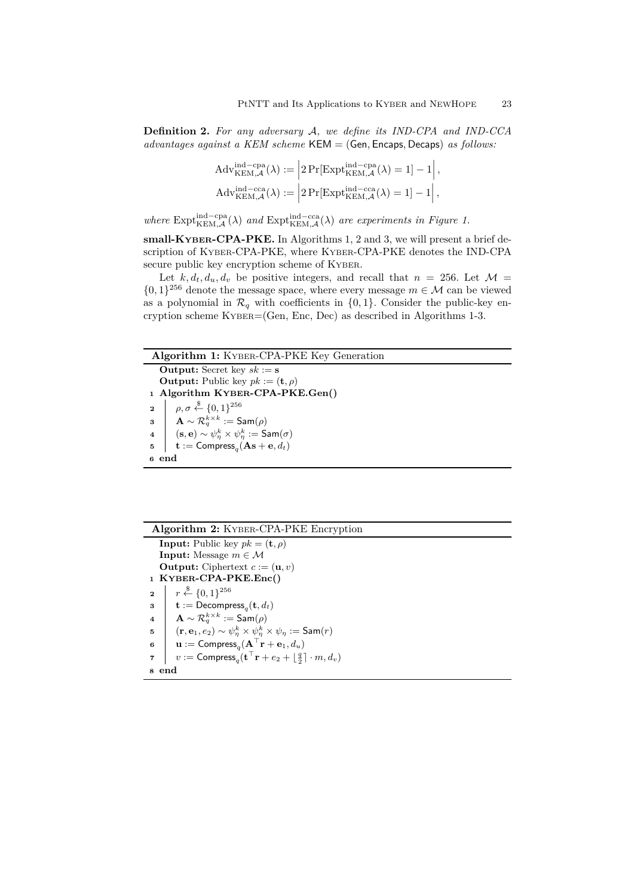**Definition 2.** *For any adversary $\mathcal{A}$, we define its IND-CPA and IND-CCA advantages against a KEM scheme* $\mathsf{KEM} = (\mathsf{Gen}, \mathsf{Encaps}, \mathsf{Decaps})$ *as follows:*

$$\mathrm{Adv}^{\mathrm{ind-cpa}}_{\mathrm{KEM},\mathcal{A}}(\lambda) := \left|2\Pr[\mathrm{Expt}^{\mathrm{ind-cpa}}_{\mathrm{KEM},\mathcal{A}}(\lambda) = 1] - 1\right|,$$

$$\mathrm{Adv}^{\mathrm{ind-cca}}_{\mathrm{KEM},\mathcal{A}}(\lambda) := \left|2\Pr[\mathrm{Expt}^{\mathrm{ind-cca}}_{\mathrm{KEM},\mathcal{A}}(\lambda) = 1] - 1\right|,$$

*where* $\mathrm{Expt}^{\mathrm{ind-cpa}}_{\mathrm{KEM},\mathcal{A}}(\lambda)$ *and* $\mathrm{Expt}^{\mathrm{ind-cca}}_{\mathrm{KEM},\mathcal{A}}(\lambda)$ *are experiments in Figure 1.*

**small-Kyber-CPA-PKE.** In Algorithms 1, 2 and 3, we will present a brief description of Kyber-CPA-PKE, where Kyber-CPA-PKE denotes the IND-CPA secure public key encryption scheme of Kyber.

Let $k, d_t, d_u, d_v$ be positive integers, and recall that $n = 256$. Let $\mathcal{M} = \{0,1\}^{256}$ denote the message space, where every message $m \in \mathcal{M}$ can be viewed as a polynomial in $\mathcal{R}_q$ with coefficients in $\{0,1\}$. Consider the public-key encryption scheme Kyber=(Gen, Enc, Dec) as described in Algorithms 1-3.

```
Algorithm 1: Kyber-CPA-PKE Key Generation
  Output: Secret key sk := s
  Output: Public key pk := (t, ρ)
1 Algorithm Kyber-CPA-PKE.Gen()
2   | ρ, σ ←$ {0,1}^256
3   | A ~ R_q^{k×k} := Sam(ρ)
4   | (s, e) ~ ψ_η^k × ψ_η^k := Sam(σ)
5   | t := Compress_q(As + e, d_t)
6 end
```

```
Algorithm 2: Kyber-CPA-PKE Encryption
  Input: Public key pk = (t, ρ)
  Input: Message m ∈ M
  Output: Ciphertext c := (u, v)
1 Kyber-CPA-PKE.Enc()
2   | r ←$ {0,1}^256
3   | t := Decompress_q(t, d_t)
4   | A ~ R_q^{k×k} := Sam(ρ)
5   | (r, e_1, e_2) ~ ψ_η^k × ψ_η^k × ψ_η := Sam(r)
6   | u := Compress_q(A^T r + e_1, d_u)
7   | v := Compress_q(t^T r + e_2 + ⌊q/2⌉ · m, d_v)
8 end
```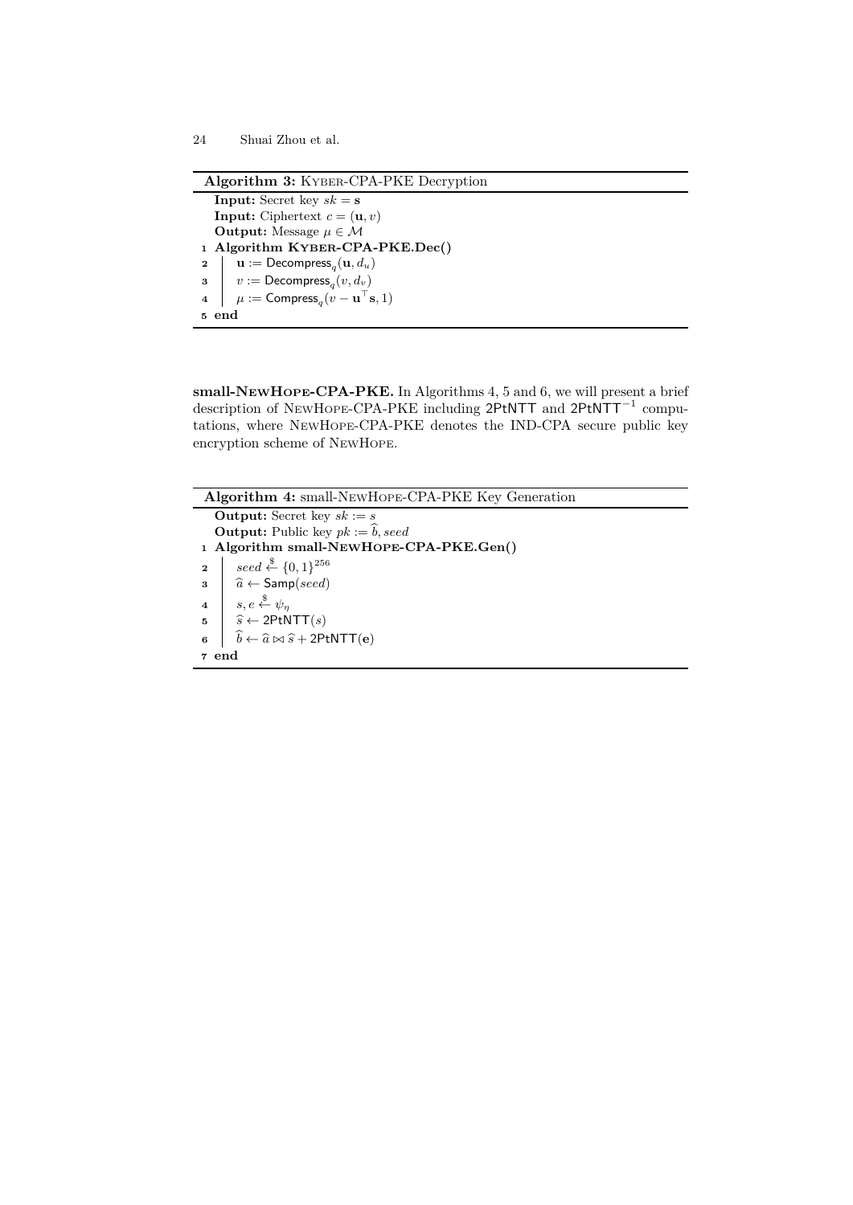**Algorithm 3:** KYBER-CPA-PKE Decryption

**Input:** Secret key $sk = \mathbf{s}$
**Input:** Ciphertext $c = (\mathbf{u}, v)$
**Output:** Message $\mu \in \mathcal{M}$

```
1 Algorithm KYBER-CPA-PKE.Dec()
2     u := Decompress_q(u, d_u)
3     v := Decompress_q(v, d_v)
4     μ := Compress_q(v − u^⊤ s, 1)
5 end
```

Line 2: $\mathbf{u} := \mathsf{Decompress}_q(\mathbf{u}, d_u)$
Line 3: $v := \mathsf{Decompress}_q(v, d_v)$
Line 4: $\mu := \mathsf{Compress}_q(v - \mathbf{u}^\top \mathbf{s}, 1)$

**small-NewHope-CPA-PKE.** In Algorithms 4, 5 and 6, we will present a brief description of NewHope-CPA-PKE including 2PtNTT and $\mathsf{2PtNTT}^{-1}$ computations, where NewHope-CPA-PKE denotes the IND-CPA secure public key encryption scheme of NewHope.

**Algorithm 4:** small-NewHope-CPA-PKE Key Generation

**Output:** Secret key $sk := s$
**Output:** Public key $pk := \widehat{b}, seed$

```
1 Algorithm small-NEWHOPE-CPA-PKE.Gen()
2     seed ←$ {0,1}^256
3     â ← Samp(seed)
4     s, e ←$ ψ_η
5     ŝ ← 2PtNTT(s)
6     b̂ ← â ⋈ ŝ + 2PtNTT(e)
7 end
```

Line 2: $seed \xleftarrow{\$} \{0,1\}^{256}$
Line 3: $\widehat{a} \leftarrow \mathsf{Samp}(seed)$
Line 4: $s, e \xleftarrow{\$} \psi_\eta$
Line 5: $\widehat{s} \leftarrow \mathsf{2PtNTT}(s)$
Line 6: $\widehat{b} \leftarrow \widehat{a} \bowtie \widehat{s} + \mathsf{2PtNTT}(\mathbf{e})$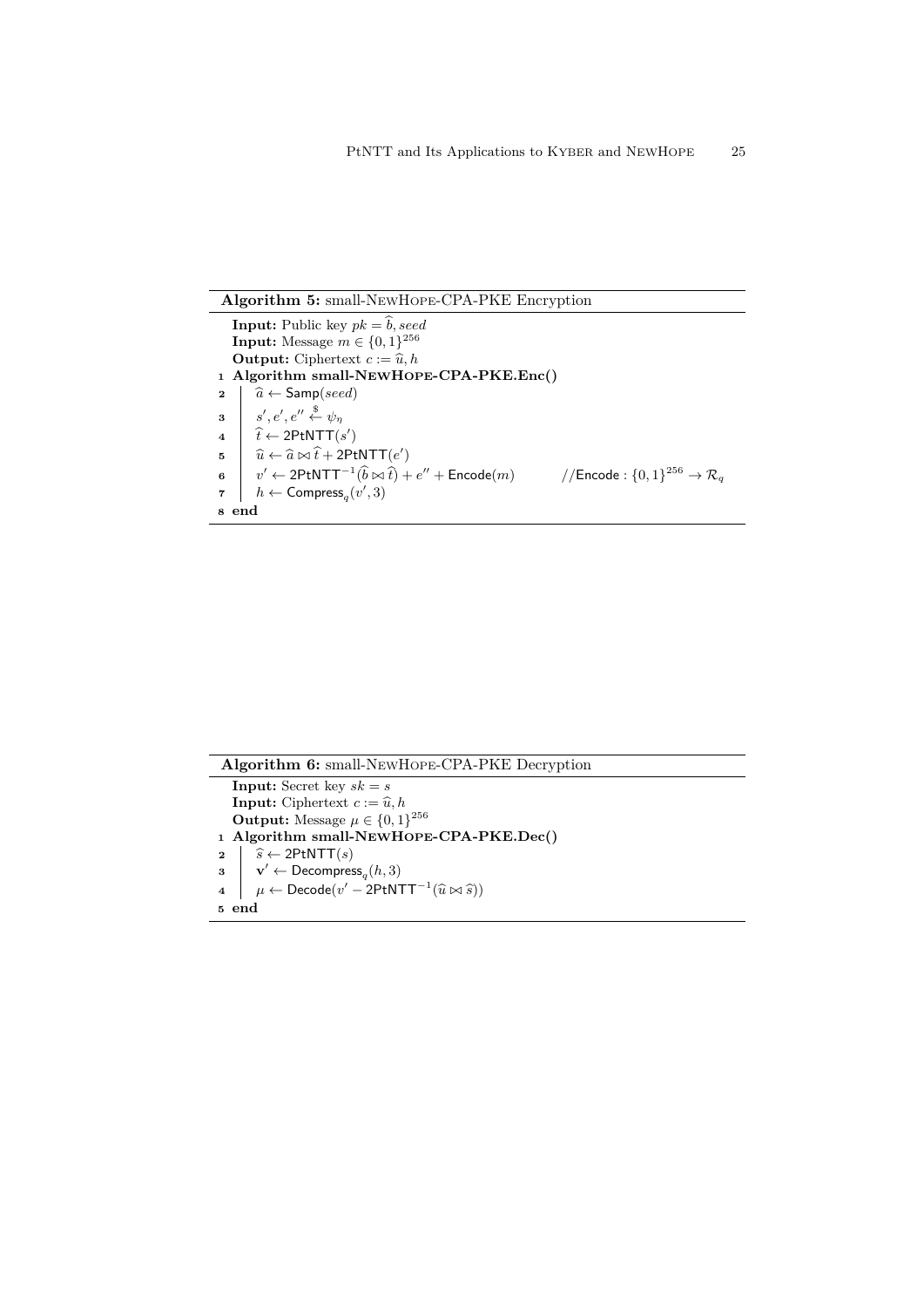**Algorithm 5:** small-NewHope-CPA-PKE Encryption

```
  Input: Public key pk = b̂, seed
  Input: Message m ∈ {0,1}^256
  Output: Ciphertext c := û, h
1 Algorithm small-NewHope-CPA-PKE.Enc()
2   | â ← Samp(seed)
3   | s', e', e'' ←$ ψ_η
4   | t̂ ← 2PtNTT(s')
5   | û ← â ⋈ t̂ + 2PtNTT(e')
6   | v' ← 2PtNTT^{-1}(b̂ ⋈ t̂) + e'' + Encode(m)      //Encode : {0,1}^256 → R_q
7   | h ← Compress_q(v', 3)
8 end
```

**Algorithm 6:** small-NewHope-CPA-PKE Decryption

```
  Input: Secret key sk = s
  Input: Ciphertext c := û, h
  Output: Message μ ∈ {0,1}^256
1 Algorithm small-NewHope-CPA-PKE.Dec()
2   | ŝ ← 2PtNTT(s)
3   | v' ← Decompress_q(h, 3)
4   | μ ← Decode(v' − 2PtNTT^{-1}(û ⋈ ŝ))
5 end
```